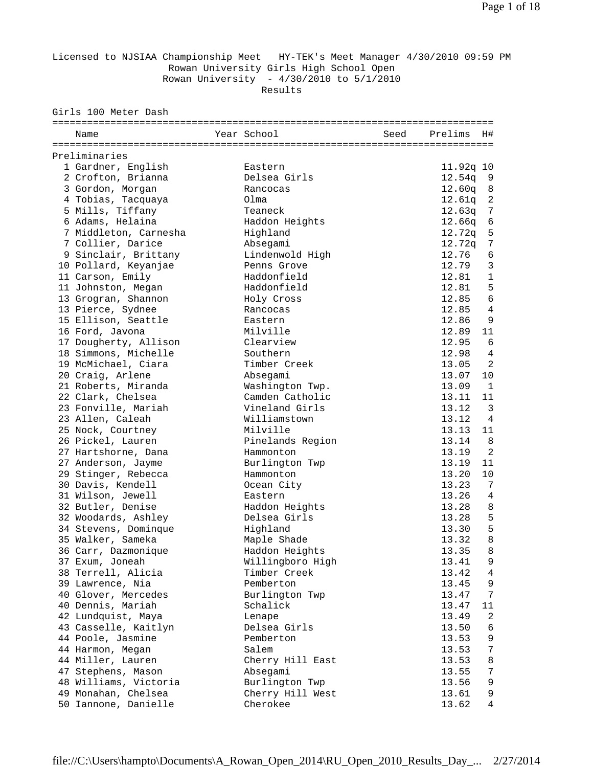Licensed to NJSIAA Championship Meet HY-TEK's Meet Manager 4/30/2010 09:59 PM

Rowan University Girls High School Open

Rowan University - 4/30/2010 to 5/1/2010

Results

## Girls 100 Meter Dash

Preliminaries

| | Name | Year | School | Seed | Prelims | H# |
|---|---|---|---|---|---|---|
| 1 | Gardner, English | | Eastern | | 11.92q | 10 |
| 2 | Crofton, Brianna | | Delsea Girls | | 12.54q | 9 |
| 3 | Gordon, Morgan | | Rancocas | | 12.60q | 8 |
| 4 | Tobias, Tacquaya | | Olma | | 12.61q | 2 |
| 5 | Mills, Tiffany | | Teaneck | | 12.63q | 7 |
| 6 | Adams, Helaina | | Haddon Heights | | 12.66q | 6 |
| 7 | Middleton, Carnesha | | Highland | | 12.72q | 5 |
| 7 | Collier, Darice | | Absegami | | 12.72q | 7 |
| 9 | Sinclair, Brittany | | Lindenwold High | | 12.76 | 6 |
| 10 | Pollard, Keyanjae | | Penns Grove | | 12.79 | 3 |
| 11 | Carson, Emily | | Haddonfield | | 12.81 | 1 |
| 11 | Johnston, Megan | | Haddonfield | | 12.81 | 5 |
| 13 | Grogran, Shannon | | Holy Cross | | 12.85 | 6 |
| 13 | Pierce, Sydnee | | Rancocas | | 12.85 | 4 |
| 15 | Ellison, Seattle | | Eastern | | 12.86 | 9 |
| 16 | Ford, Javona | | Milville | | 12.89 | 11 |
| 17 | Dougherty, Allison | | Clearview | | 12.95 | 6 |
| 18 | Simmons, Michelle | | Southern | | 12.98 | 4 |
| 19 | McMichael, Ciara | | Timber Creek | | 13.05 | 2 |
| 20 | Craig, Arlene | | Absegami | | 13.07 | 10 |
| 21 | Roberts, Miranda | | Washington Twp. | | 13.09 | 1 |
| 22 | Clark, Chelsea | | Camden Catholic | | 13.11 | 11 |
| 23 | Fonville, Mariah | | Vineland Girls | | 13.12 | 3 |
| 23 | Allen, Caleah | | Williamstown | | 13.12 | 4 |
| 25 | Nock, Courtney | | Milville | | 13.13 | 11 |
| 26 | Pickel, Lauren | | Pinelands Region | | 13.14 | 8 |
| 27 | Hartshorne, Dana | | Hammonton | | 13.19 | 2 |
| 27 | Anderson, Jayme | | Burlington Twp | | 13.19 | 11 |
| 29 | Stinger, Rebecca | | Hammonton | | 13.20 | 10 |
| 30 | Davis, Kendell | | Ocean City | | 13.23 | 7 |
| 31 | Wilson, Jewell | | Eastern | | 13.26 | 4 |
| 32 | Butler, Denise | | Haddon Heights | | 13.28 | 8 |
| 32 | Woodards, Ashley | | Delsea Girls | | 13.28 | 5 |
| 34 | Stevens, Dominque | | Highland | | 13.30 | 5 |
| 35 | Walker, Sameka | | Maple Shade | | 13.32 | 8 |
| 36 | Carr, Dazmonique | | Haddon Heights | | 13.35 | 8 |
| 37 | Exum, Joneah | | Willingboro High | | 13.41 | 9 |
| 38 | Terrell, Alicia | | Timber Creek | | 13.42 | 4 |
| 39 | Lawrence, Nia | | Pemberton | | 13.45 | 9 |
| 40 | Glover, Mercedes | | Burlington Twp | | 13.47 | 7 |
| 40 | Dennis, Mariah | | Schalick | | 13.47 | 11 |
| 42 | Lundquist, Maya | | Lenape | | 13.49 | 2 |
| 43 | Casselle, Kaitlyn | | Delsea Girls | | 13.50 | 6 |
| 44 | Poole, Jasmine | | Pemberton | | 13.53 | 9 |
| 44 | Harmon, Megan | | Salem | | 13.53 | 7 |
| 44 | Miller, Lauren | | Cherry Hill East | | 13.53 | 8 |
| 47 | Stephens, Mason | | Absegami | | 13.55 | 7 |
| 48 | Williams, Victoria | | Burlington Twp | | 13.56 | 9 |
| 49 | Monahan, Chelsea | | Cherry Hill West | | 13.61 | 9 |
| 50 | Iannone, Danielle | | Cherokee | | 13.62 | 4 |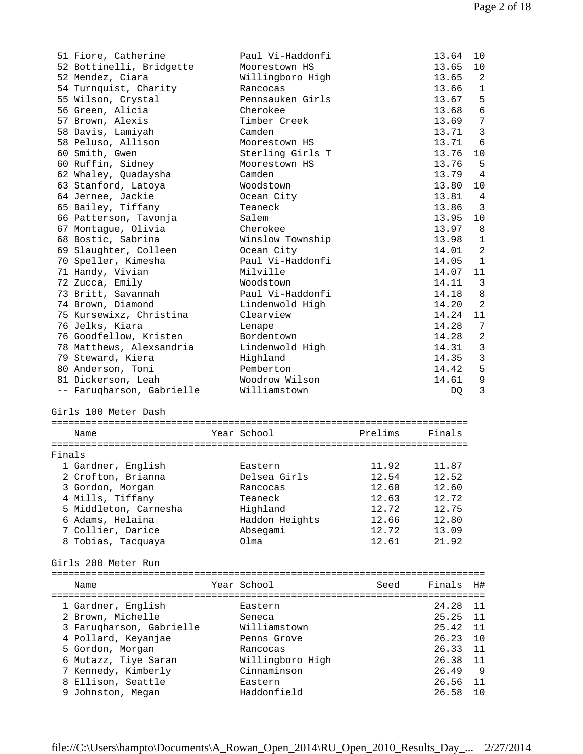| Place | Name | Year | School | Finals | H# |
|---|---|---|---|---|---|
| 51 | Fiore, Catherine | | Paul Vi-Haddonfi | 13.64 | 10 |
| 52 | Bottinelli, Bridgette | | Moorestown HS | 13.65 | 10 |
| 52 | Mendez, Ciara | | Willingboro High | 13.65 | 2 |
| 54 | Turnquist, Charity | | Rancocas | 13.66 | 1 |
| 55 | Wilson, Crystal | | Pennsauken Girls | 13.67 | 5 |
| 56 | Green, Alicia | | Cherokee | 13.68 | 6 |
| 57 | Brown, Alexis | | Timber Creek | 13.69 | 7 |
| 58 | Davis, Lamiyah | | Camden | 13.71 | 3 |
| 58 | Peluso, Allison | | Moorestown HS | 13.71 | 6 |
| 60 | Smith, Gwen | | Sterling Girls T | 13.76 | 10 |
| 60 | Ruffin, Sidney | | Moorestown HS | 13.76 | 5 |
| 62 | Whaley, Quadaysha | | Camden | 13.79 | 4 |
| 63 | Stanford, Latoya | | Woodstown | 13.80 | 10 |
| 64 | Jernee, Jackie | | Ocean City | 13.81 | 4 |
| 65 | Bailey, Tiffany | | Teaneck | 13.86 | 3 |
| 66 | Patterson, Tavonja | | Salem | 13.95 | 10 |
| 67 | Montague, Olivia | | Cherokee | 13.97 | 8 |
| 68 | Bostic, Sabrina | | Winslow Township | 13.98 | 1 |
| 69 | Slaughter, Colleen | | Ocean City | 14.01 | 2 |
| 70 | Speller, Kimesha | | Paul Vi-Haddonfi | 14.05 | 1 |
| 71 | Handy, Vivian | | Milville | 14.07 | 11 |
| 72 | Zucca, Emily | | Woodstown | 14.11 | 3 |
| 73 | Britt, Savannah | | Paul Vi-Haddonfi | 14.18 | 8 |
| 74 | Brown, Diamond | | Lindenwold High | 14.20 | 2 |
| 75 | Kursewixz, Christina | | Clearview | 14.24 | 11 |
| 76 | Jelks, Kiara | | Lenape | 14.28 | 7 |
| 76 | Goodfellow, Kristen | | Bordentown | 14.28 | 2 |
| 78 | Matthews, Alexsandria | | Lindenwold High | 14.31 | 3 |
| 79 | Steward, Kiera | | Highland | 14.35 | 3 |
| 80 | Anderson, Toni | | Pemberton | 14.42 | 5 |
| 81 | Dickerson, Leah | | Woodrow Wilson | 14.61 | 9 |
| -- | Faruqharson, Gabrielle | | Williamstown | DQ | 3 |

## Girls 100 Meter Dash

**Finals**

| Place | Name | Year | School | Prelims | Finals |
|---|---|---|---|---|---|
| 1 | Gardner, English | | Eastern | 11.92 | 11.87 |
| 2 | Crofton, Brianna | | Delsea Girls | 12.54 | 12.52 |
| 3 | Gordon, Morgan | | Rancocas | 12.60 | 12.60 |
| 4 | Mills, Tiffany | | Teaneck | 12.63 | 12.72 |
| 5 | Middleton, Carnesha | | Highland | 12.72 | 12.75 |
| 6 | Adams, Helaina | | Haddon Heights | 12.66 | 12.80 |
| 7 | Collier, Darice | | Absegami | 12.72 | 13.09 |
| 8 | Tobias, Tacquaya | | Olma | 12.61 | 21.92 |

## Girls 200 Meter Run

| Place | Name | Year | School | Seed | Finals | H# |
|---|---|---|---|---|---|---|
| 1 | Gardner, English | | Eastern | | 24.28 | 11 |
| 2 | Brown, Michelle | | Seneca | | 25.25 | 11 |
| 3 | Faruqharson, Gabrielle | | Williamstown | | 25.42 | 11 |
| 4 | Pollard, Keyanjae | | Penns Grove | | 26.23 | 10 |
| 5 | Gordon, Morgan | | Rancocas | | 26.33 | 11 |
| 6 | Mutazz, Tiye Saran | | Willingboro High | | 26.38 | 11 |
| 7 | Kennedy, Kimberly | | Cinnaminson | | 26.49 | 9 |
| 8 | Ellison, Seattle | | Eastern | | 26.56 | 11 |
| 9 | Johnston, Megan | | Haddonfield | | 26.58 | 10 |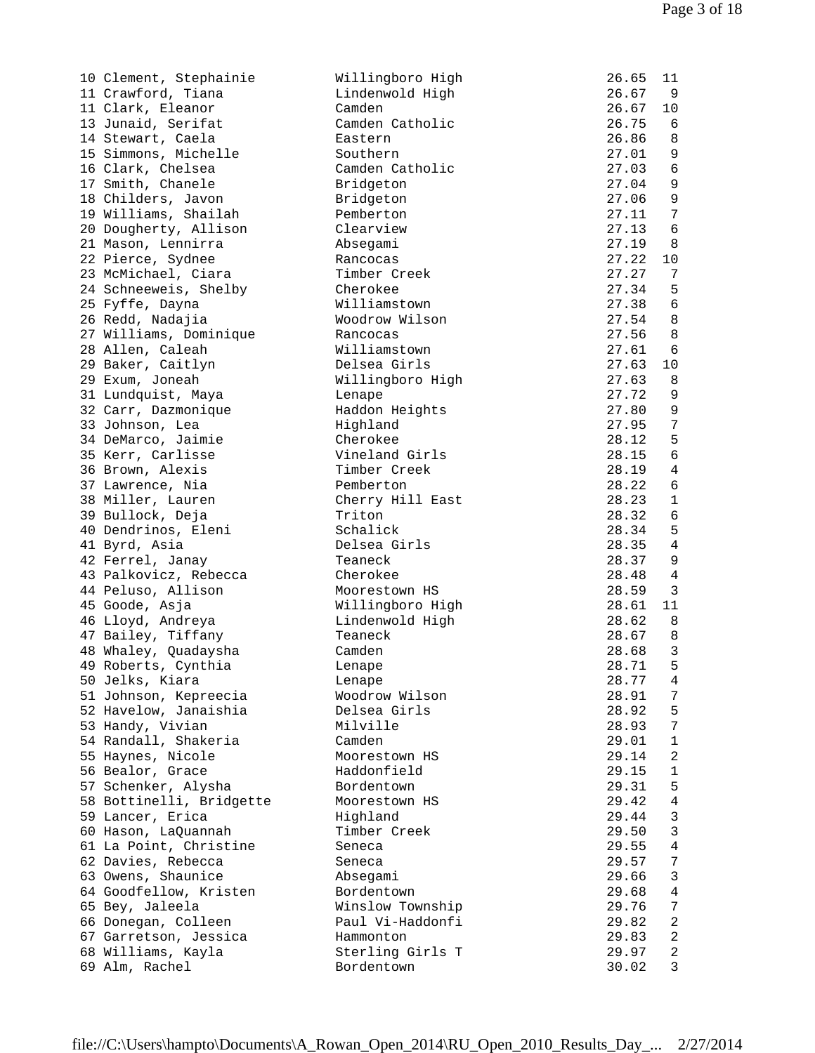```
10 Clement, Stephainie         Willingboro High              26.65  11
11 Crawford, Tiana             Lindenwold High               26.67   9
11 Clark, Eleanor              Camden                        26.67  10
13 Junaid, Serifat             Camden Catholic               26.75   6
14 Stewart, Caela              Eastern                       26.86   8
15 Simmons, Michelle           Southern                      27.01   9
16 Clark, Chelsea              Camden Catholic               27.03   6
17 Smith, Chanele              Bridgeton                     27.04   9
18 Childers, Javon             Bridgeton                     27.06   9
19 Williams, Shailah           Pemberton                     27.11   7
20 Dougherty, Allison          Clearview                     27.13   6
21 Mason, Lennirra             Absegami                      27.19   8
22 Pierce, Sydnee              Rancocas                      27.22  10
23 McMichael, Ciara            Timber Creek                  27.27   7
24 Schneeweis, Shelby          Cherokee                      27.34   5
25 Fyffe, Dayna                Williamstown                  27.38   6
26 Redd, Nadajia               Woodrow Wilson                27.54   8
27 Williams, Dominique         Rancocas                      27.56   8
28 Allen, Caleah               Williamstown                  27.61   6
29 Baker, Caitlyn              Delsea Girls                  27.63  10
29 Exum, Joneah                Willingboro High              27.63   8
31 Lundquist, Maya             Lenape                        27.72   9
32 Carr, Dazmonique            Haddon Heights                27.80   9
33 Johnson, Lea                Highland                      27.95   7
34 DeMarco, Jaimie             Cherokee                      28.12   5
35 Kerr, Carlisse              Vineland Girls                28.15   6
36 Brown, Alexis               Timber Creek                  28.19   4
37 Lawrence, Nia               Pemberton                     28.22   6
38 Miller, Lauren              Cherry Hill East              28.23   1
39 Bullock, Deja               Triton                        28.32   6
40 Dendrinos, Eleni            Schalick                      28.34   5
41 Byrd, Asia                  Delsea Girls                  28.35   4
42 Ferrel, Janay               Teaneck                       28.37   9
43 Palkovicz, Rebecca          Cherokee                      28.48   4
44 Peluso, Allison             Moorestown HS                 28.59   3
45 Goode, Asja                 Willingboro High              28.61  11
46 Lloyd, Andreya              Lindenwold High               28.62   8
47 Bailey, Tiffany             Teaneck                       28.67   8
48 Whaley, Quadaysha           Camden                        28.68   3
49 Roberts, Cynthia            Lenape                        28.71   5
50 Jelks, Kiara                Lenape                        28.77   4
51 Johnson, Kepreecia          Woodrow Wilson                28.91   7
52 Havelow, Janaishia          Delsea Girls                  28.92   5
53 Handy, Vivian               Milville                      28.93   7
54 Randall, Shakeria           Camden                        29.01   1
55 Haynes, Nicole              Moorestown HS                 29.14   2
56 Bealor, Grace               Haddonfield                   29.15   1
57 Schenker, Alysha            Bordentown                    29.31   5
58 Bottinelli, Bridgette       Moorestown HS                 29.42   4
59 Lancer, Erica               Highland                      29.44   3
60 Hason, LaQuannah            Timber Creek                  29.50   3
61 La Point, Christine         Seneca                        29.55   4
62 Davies, Rebecca             Seneca                        29.57   7
63 Owens, Shaunice             Absegami                      29.66   3
64 Goodfellow, Kristen         Bordentown                    29.68   4
65 Bey, Jaleela                Winslow Township              29.76   7
66 Donegan, Colleen            Paul Vi-Haddonfi              29.82   2
67 Garretson, Jessica          Hammonton                     29.83   2
68 Williams, Kayla             Sterling Girls T              29.97   2
69 Alm, Rachel                 Bordentown                    30.02   3
```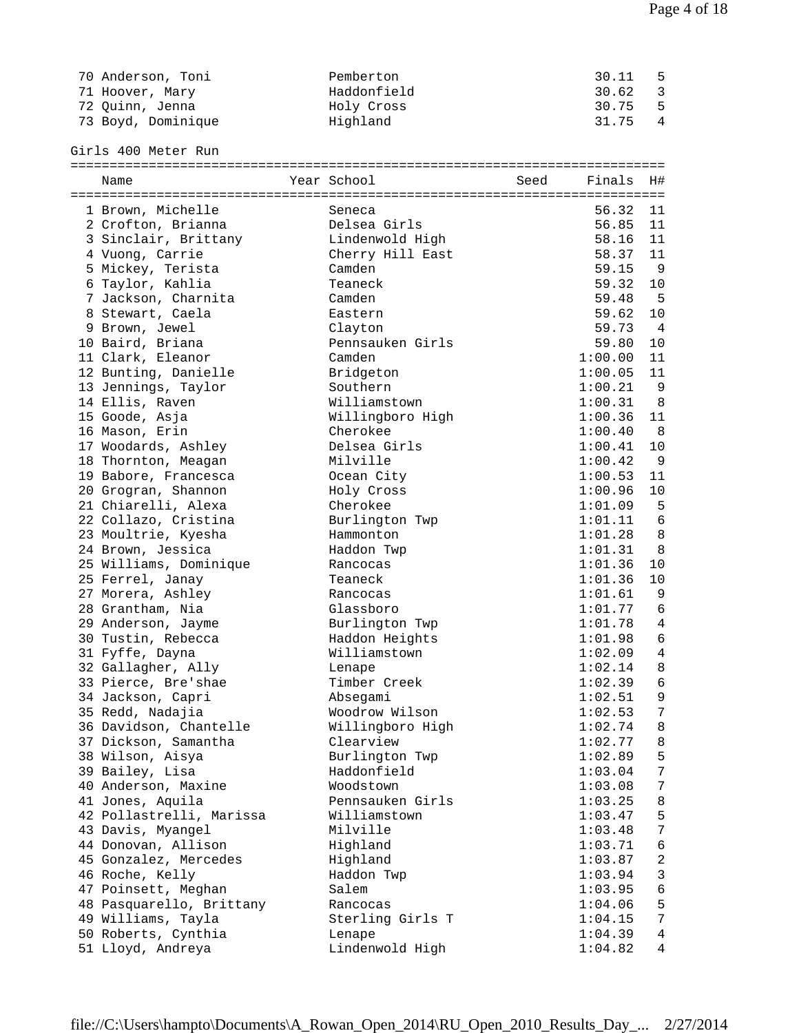| Place | Name | Year | School | Seed | Finals | H# |
|---|---|---|---|---|---|---|
| 70 | Anderson, Toni | | Pemberton | | 30.11 | 5 |
| 71 | Hoover, Mary | | Haddonfield | | 30.62 | 3 |
| 72 | Quinn, Jenna | | Holy Cross | | 30.75 | 5 |
| 73 | Boyd, Dominique | | Highland | | 31.75 | 4 |

## Girls 400 Meter Run

| Place | Name | Year | School | Seed | Finals | H# |
|---|---|---|---|---|---|---|
| 1 | Brown, Michelle | | Seneca | | 56.32 | 11 |
| 2 | Crofton, Brianna | | Delsea Girls | | 56.85 | 11 |
| 3 | Sinclair, Brittany | | Lindenwold High | | 58.16 | 11 |
| 4 | Vuong, Carrie | | Cherry Hill East | | 58.37 | 11 |
| 5 | Mickey, Terista | | Camden | | 59.15 | 9 |
| 6 | Taylor, Kahlia | | Teaneck | | 59.32 | 10 |
| 7 | Jackson, Charnita | | Camden | | 59.48 | 5 |
| 8 | Stewart, Caela | | Eastern | | 59.62 | 10 |
| 9 | Brown, Jewel | | Clayton | | 59.73 | 4 |
| 10 | Baird, Briana | | Pennsauken Girls | | 59.80 | 10 |
| 11 | Clark, Eleanor | | Camden | | 1:00.00 | 11 |
| 12 | Bunting, Danielle | | Bridgeton | | 1:00.05 | 11 |
| 13 | Jennings, Taylor | | Southern | | 1:00.21 | 9 |
| 14 | Ellis, Raven | | Williamstown | | 1:00.31 | 8 |
| 15 | Goode, Asja | | Willingboro High | | 1:00.36 | 11 |
| 16 | Mason, Erin | | Cherokee | | 1:00.40 | 8 |
| 17 | Woodards, Ashley | | Delsea Girls | | 1:00.41 | 10 |
| 18 | Thornton, Meagan | | Milville | | 1:00.42 | 9 |
| 19 | Babore, Francesca | | Ocean City | | 1:00.53 | 11 |
| 20 | Grogran, Shannon | | Holy Cross | | 1:00.96 | 10 |
| 21 | Chiarelli, Alexa | | Cherokee | | 1:01.09 | 5 |
| 22 | Collazo, Cristina | | Burlington Twp | | 1:01.11 | 6 |
| 23 | Moultrie, Kyesha | | Hammonton | | 1:01.28 | 8 |
| 24 | Brown, Jessica | | Haddon Twp | | 1:01.31 | 8 |
| 25 | Williams, Dominique | | Rancocas | | 1:01.36 | 10 |
| 25 | Ferrel, Janay | | Teaneck | | 1:01.36 | 10 |
| 27 | Morera, Ashley | | Rancocas | | 1:01.61 | 9 |
| 28 | Grantham, Nia | | Glassboro | | 1:01.77 | 6 |
| 29 | Anderson, Jayme | | Burlington Twp | | 1:01.78 | 4 |
| 30 | Tustin, Rebecca | | Haddon Heights | | 1:01.98 | 6 |
| 31 | Fyffe, Dayna | | Williamstown | | 1:02.09 | 4 |
| 32 | Gallagher, Ally | | Lenape | | 1:02.14 | 8 |
| 33 | Pierce, Bre'shae | | Timber Creek | | 1:02.39 | 6 |
| 34 | Jackson, Capri | | Absegami | | 1:02.51 | 9 |
| 35 | Redd, Nadajia | | Woodrow Wilson | | 1:02.53 | 7 |
| 36 | Davidson, Chantelle | | Willingboro High | | 1:02.74 | 8 |
| 37 | Dickson, Samantha | | Clearview | | 1:02.77 | 8 |
| 38 | Wilson, Aisya | | Burlington Twp | | 1:02.89 | 5 |
| 39 | Bailey, Lisa | | Haddonfield | | 1:03.04 | 7 |
| 40 | Anderson, Maxine | | Woodstown | | 1:03.08 | 7 |
| 41 | Jones, Aquila | | Pennsauken Girls | | 1:03.25 | 8 |
| 42 | Pollastrelli, Marissa | | Williamstown | | 1:03.47 | 5 |
| 43 | Davis, Myangel | | Milville | | 1:03.48 | 7 |
| 44 | Donovan, Allison | | Highland | | 1:03.71 | 6 |
| 45 | Gonzalez, Mercedes | | Highland | | 1:03.87 | 2 |
| 46 | Roche, Kelly | | Haddon Twp | | 1:03.94 | 3 |
| 47 | Poinsett, Meghan | | Salem | | 1:03.95 | 6 |
| 48 | Pasquarello, Brittany | | Rancocas | | 1:04.06 | 5 |
| 49 | Williams, Tayla | | Sterling Girls T | | 1:04.15 | 7 |
| 50 | Roberts, Cynthia | | Lenape | | 1:04.39 | 4 |
| 51 | Lloyd, Andreya | | Lindenwold High | | 1:04.82 | 4 |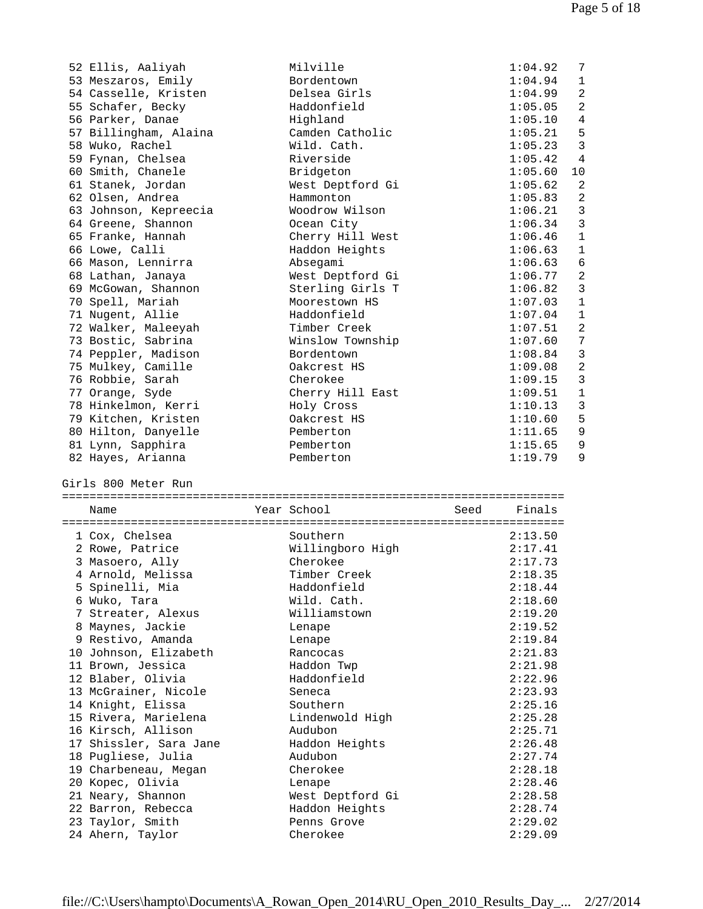| Place | Name | School | Time | Heat |
|---|---|---|---|---|
| 52 | Ellis, Aaliyah | Milville | 1:04.92 | 7 |
| 53 | Meszaros, Emily | Bordentown | 1:04.94 | 1 |
| 54 | Casselle, Kristen | Delsea Girls | 1:04.99 | 2 |
| 55 | Schafer, Becky | Haddonfield | 1:05.05 | 2 |
| 56 | Parker, Danae | Highland | 1:05.10 | 4 |
| 57 | Billingham, Alaina | Camden Catholic | 1:05.21 | 5 |
| 58 | Wuko, Rachel | Wild. Cath. | 1:05.23 | 3 |
| 59 | Fynan, Chelsea | Riverside | 1:05.42 | 4 |
| 60 | Smith, Chanele | Bridgeton | 1:05.60 | 10 |
| 61 | Stanek, Jordan | West Deptford Gi | 1:05.62 | 2 |
| 62 | Olsen, Andrea | Hammonton | 1:05.83 | 2 |
| 63 | Johnson, Kepreecia | Woodrow Wilson | 1:06.21 | 3 |
| 64 | Greene, Shannon | Ocean City | 1:06.34 | 3 |
| 65 | Franke, Hannah | Cherry Hill West | 1:06.46 | 1 |
| 66 | Lowe, Calli | Haddon Heights | 1:06.63 | 1 |
| 66 | Mason, Lennirra | Absegami | 1:06.63 | 6 |
| 68 | Lathan, Janaya | West Deptford Gi | 1:06.77 | 2 |
| 69 | McGowan, Shannon | Sterling Girls T | 1:06.82 | 3 |
| 70 | Spell, Mariah | Moorestown HS | 1:07.03 | 1 |
| 71 | Nugent, Allie | Haddonfield | 1:07.04 | 1 |
| 72 | Walker, Maleeyah | Timber Creek | 1:07.51 | 2 |
| 73 | Bostic, Sabrina | Winslow Township | 1:07.60 | 7 |
| 74 | Peppler, Madison | Bordentown | 1:08.84 | 3 |
| 75 | Mulkey, Camille | Oakcrest HS | 1:09.08 | 2 |
| 76 | Robbie, Sarah | Cherokee | 1:09.15 | 3 |
| 77 | Orange, Syde | Cherry Hill East | 1:09.51 | 1 |
| 78 | Hinkelmon, Kerri | Holy Cross | 1:10.13 | 3 |
| 79 | Kitchen, Kristen | Oakcrest HS | 1:10.60 | 5 |
| 80 | Hilton, Danyelle | Pemberton | 1:11.65 | 9 |
| 81 | Lynn, Sapphira | Pemberton | 1:15.65 | 9 |
| 82 | Hayes, Arianna | Pemberton | 1:19.79 | 9 |

## Girls 800 Meter Run

| Place | Name | Year | School | Seed | Finals |
|---|---|---|---|---|---|
| 1 | Cox, Chelsea | | Southern | | 2:13.50 |
| 2 | Rowe, Patrice | | Willingboro High | | 2:17.41 |
| 3 | Masoero, Ally | | Cherokee | | 2:17.73 |
| 4 | Arnold, Melissa | | Timber Creek | | 2:18.35 |
| 5 | Spinelli, Mia | | Haddonfield | | 2:18.44 |
| 6 | Wuko, Tara | | Wild. Cath. | | 2:18.60 |
| 7 | Streater, Alexus | | Williamstown | | 2:19.20 |
| 8 | Maynes, Jackie | | Lenape | | 2:19.52 |
| 9 | Restivo, Amanda | | Lenape | | 2:19.84 |
| 10 | Johnson, Elizabeth | | Rancocas | | 2:21.83 |
| 11 | Brown, Jessica | | Haddon Twp | | 2:21.98 |
| 12 | Blaber, Olivia | | Haddonfield | | 2:22.96 |
| 13 | McGrainer, Nicole | | Seneca | | 2:23.93 |
| 14 | Knight, Elissa | | Southern | | 2:25.16 |
| 15 | Rivera, Marielena | | Lindenwold High | | 2:25.28 |
| 16 | Kirsch, Allison | | Audubon | | 2:25.71 |
| 17 | Shissler, Sara Jane | | Haddon Heights | | 2:26.48 |
| 18 | Pugliese, Julia | | Audubon | | 2:27.74 |
| 19 | Charbeneau, Megan | | Cherokee | | 2:28.18 |
| 20 | Kopec, Olivia | | Lenape | | 2:28.46 |
| 21 | Neary, Shannon | | West Deptford Gi | | 2:28.58 |
| 22 | Barron, Rebecca | | Haddon Heights | | 2:28.74 |
| 23 | Taylor, Smith | | Penns Grove | | 2:29.02 |
| 24 | Ahern, Taylor | | Cherokee | | 2:29.09 |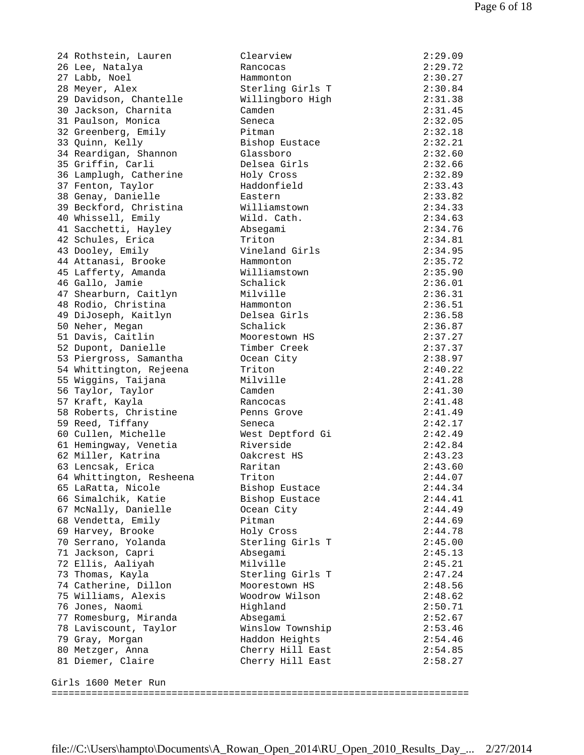```
 24 Rothstein, Lauren          Clearview                      2:29.09
 26 Lee, Natalya               Rancocas                       2:29.72
 27 Labb, Noel                 Hammonton                      2:30.27
 28 Meyer, Alex                Sterling Girls T               2:30.84
 29 Davidson, Chantelle        Willingboro High               2:31.38
 30 Jackson, Charnita          Camden                         2:31.45
 31 Paulson, Monica            Seneca                         2:32.05
 32 Greenberg, Emily           Pitman                         2:32.18
 33 Quinn, Kelly               Bishop Eustace                 2:32.21
 34 Reardigan, Shannon         Glassboro                      2:32.60
 35 Griffin, Carli             Delsea Girls                   2:32.66
 36 Lamplugh, Catherine        Holy Cross                     2:32.89
 37 Fenton, Taylor             Haddonfield                    2:33.43
 38 Genay, Danielle            Eastern                        2:33.82
 39 Beckford, Christina        Williamstown                   2:34.33
 40 Whissell, Emily            Wild. Cath.                    2:34.63
 41 Sacchetti, Hayley          Absegami                       2:34.76
 42 Schules, Erica             Triton                         2:34.81
 43 Dooley, Emily              Vineland Girls                 2:34.95
 44 Attanasi, Brooke           Hammonton                      2:35.72
 45 Lafferty, Amanda           Williamstown                   2:35.90
 46 Gallo, Jamie               Schalick                       2:36.01
 47 Shearburn, Caitlyn         Milville                       2:36.31
 48 Rodio, Christina           Hammonton                      2:36.51
 49 DiJoseph, Kaitlyn          Delsea Girls                   2:36.58
 50 Neher, Megan               Schalick                       2:36.87
 51 Davis, Caitlin             Moorestown HS                  2:37.27
 52 Dupont, Danielle           Timber Creek                   2:37.37
 53 Piergross, Samantha        Ocean City                     2:38.97
 54 Whittington, Rejeena       Triton                         2:40.22
 55 Wiggins, Taijana           Milville                       2:41.28
 56 Taylor, Taylor             Camden                         2:41.30
 57 Kraft, Kayla               Rancocas                       2:41.48
 58 Roberts, Christine         Penns Grove                    2:41.49
 59 Reed, Tiffany              Seneca                         2:42.17
 60 Cullen, Michelle           West Deptford Gi               2:42.49
 61 Hemingway, Venetia         Riverside                      2:42.84
 62 Miller, Katrina            Oakcrest HS                    2:43.23
 63 Lencsak, Erica             Raritan                        2:43.60
 64 Whittington, Resheena      Triton                         2:44.07
 65 LaRatta, Nicole            Bishop Eustace                 2:44.34
 66 Simalchik, Katie           Bishop Eustace                 2:44.41
 67 McNally, Danielle          Ocean City                     2:44.49
 68 Vendetta, Emily            Pitman                         2:44.69
 69 Harvey, Brooke             Holy Cross                     2:44.78
 70 Serrano, Yolanda           Sterling Girls T               2:45.00
 71 Jackson, Capri             Absegami                       2:45.13
 72 Ellis, Aaliyah             Milville                       2:45.21
 73 Thomas, Kayla              Sterling Girls T               2:47.24
 74 Catherine, Dillon          Moorestown HS                  2:48.56
 75 Williams, Alexis           Woodrow Wilson                 2:48.62
 76 Jones, Naomi               Highland                       2:50.71
 77 Romesburg, Miranda         Absegami                       2:52.67
 78 Laviscount, Taylor         Winslow Township               2:53.46
 79 Gray, Morgan               Haddon Heights                 2:54.46
 80 Metzger, Anna              Cherry Hill East               2:54.85
 81 Diemer, Claire             Cherry Hill East               2:58.27

Girls 1600 Meter Run
========================================================================
```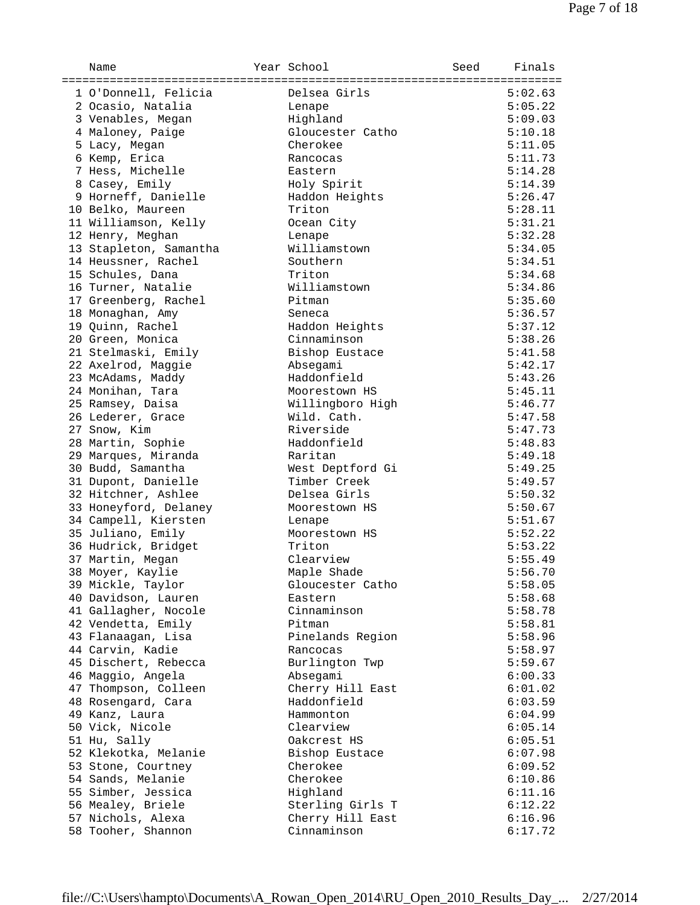| | Name | Year | School | Seed | Finals |
|---|---|---|---|---|---|
| 1 | O'Donnell, Felicia | | Delsea Girls | | 5:02.63 |
| 2 | Ocasio, Natalia | | Lenape | | 5:05.22 |
| 3 | Venables, Megan | | Highland | | 5:09.03 |
| 4 | Maloney, Paige | | Gloucester Catho | | 5:10.18 |
| 5 | Lacy, Megan | | Cherokee | | 5:11.05 |
| 6 | Kemp, Erica | | Rancocas | | 5:11.73 |
| 7 | Hess, Michelle | | Eastern | | 5:14.28 |
| 8 | Casey, Emily | | Holy Spirit | | 5:14.39 |
| 9 | Horneff, Danielle | | Haddon Heights | | 5:26.47 |
| 10 | Belko, Maureen | | Triton | | 5:28.11 |
| 11 | Williamson, Kelly | | Ocean City | | 5:31.21 |
| 12 | Henry, Meghan | | Lenape | | 5:32.28 |
| 13 | Stapleton, Samantha | | Williamstown | | 5:34.05 |
| 14 | Heussner, Rachel | | Southern | | 5:34.51 |
| 15 | Schules, Dana | | Triton | | 5:34.68 |
| 16 | Turner, Natalie | | Williamstown | | 5:34.86 |
| 17 | Greenberg, Rachel | | Pitman | | 5:35.60 |
| 18 | Monaghan, Amy | | Seneca | | 5:36.57 |
| 19 | Quinn, Rachel | | Haddon Heights | | 5:37.12 |
| 20 | Green, Monica | | Cinnaminson | | 5:38.26 |
| 21 | Stelmaski, Emily | | Bishop Eustace | | 5:41.58 |
| 22 | Axelrod, Maggie | | Absegami | | 5:42.17 |
| 23 | McAdams, Maddy | | Haddonfield | | 5:43.26 |
| 24 | Monihan, Tara | | Moorestown HS | | 5:45.11 |
| 25 | Ramsey, Daisa | | Willingboro High | | 5:46.77 |
| 26 | Lederer, Grace | | Wild. Cath. | | 5:47.58 |
| 27 | Snow, Kim | | Riverside | | 5:47.73 |
| 28 | Martin, Sophie | | Haddonfield | | 5:48.83 |
| 29 | Marques, Miranda | | Raritan | | 5:49.18 |
| 30 | Budd, Samantha | | West Deptford Gi | | 5:49.25 |
| 31 | Dupont, Danielle | | Timber Creek | | 5:49.57 |
| 32 | Hitchner, Ashlee | | Delsea Girls | | 5:50.32 |
| 33 | Honeyford, Delaney | | Moorestown HS | | 5:50.67 |
| 34 | Campell, Kiersten | | Lenape | | 5:51.67 |
| 35 | Juliano, Emily | | Moorestown HS | | 5:52.22 |
| 36 | Hudrick, Bridget | | Triton | | 5:53.22 |
| 37 | Martin, Megan | | Clearview | | 5:55.49 |
| 38 | Moyer, Kaylie | | Maple Shade | | 5:56.70 |
| 39 | Mickle, Taylor | | Gloucester Catho | | 5:58.05 |
| 40 | Davidson, Lauren | | Eastern | | 5:58.68 |
| 41 | Gallagher, Nocole | | Cinnaminson | | 5:58.78 |
| 42 | Vendetta, Emily | | Pitman | | 5:58.81 |
| 43 | Flanaagan, Lisa | | Pinelands Region | | 5:58.96 |
| 44 | Carvin, Kadie | | Rancocas | | 5:58.97 |
| 45 | Dischert, Rebecca | | Burlington Twp | | 5:59.67 |
| 46 | Maggio, Angela | | Absegami | | 6:00.33 |
| 47 | Thompson, Colleen | | Cherry Hill East | | 6:01.02 |
| 48 | Rosengard, Cara | | Haddonfield | | 6:03.59 |
| 49 | Kanz, Laura | | Hammonton | | 6:04.99 |
| 50 | Vick, Nicole | | Clearview | | 6:05.14 |
| 51 | Hu, Sally | | Oakcrest HS | | 6:05.51 |
| 52 | Klekotka, Melanie | | Bishop Eustace | | 6:07.98 |
| 53 | Stone, Courtney | | Cherokee | | 6:09.52 |
| 54 | Sands, Melanie | | Cherokee | | 6:10.86 |
| 55 | Simber, Jessica | | Highland | | 6:11.16 |
| 56 | Mealey, Briele | | Sterling Girls T | | 6:12.22 |
| 57 | Nichols, Alexa | | Cherry Hill East | | 6:16.96 |
| 58 | Tooher, Shannon | | Cinnaminson | | 6:17.72 |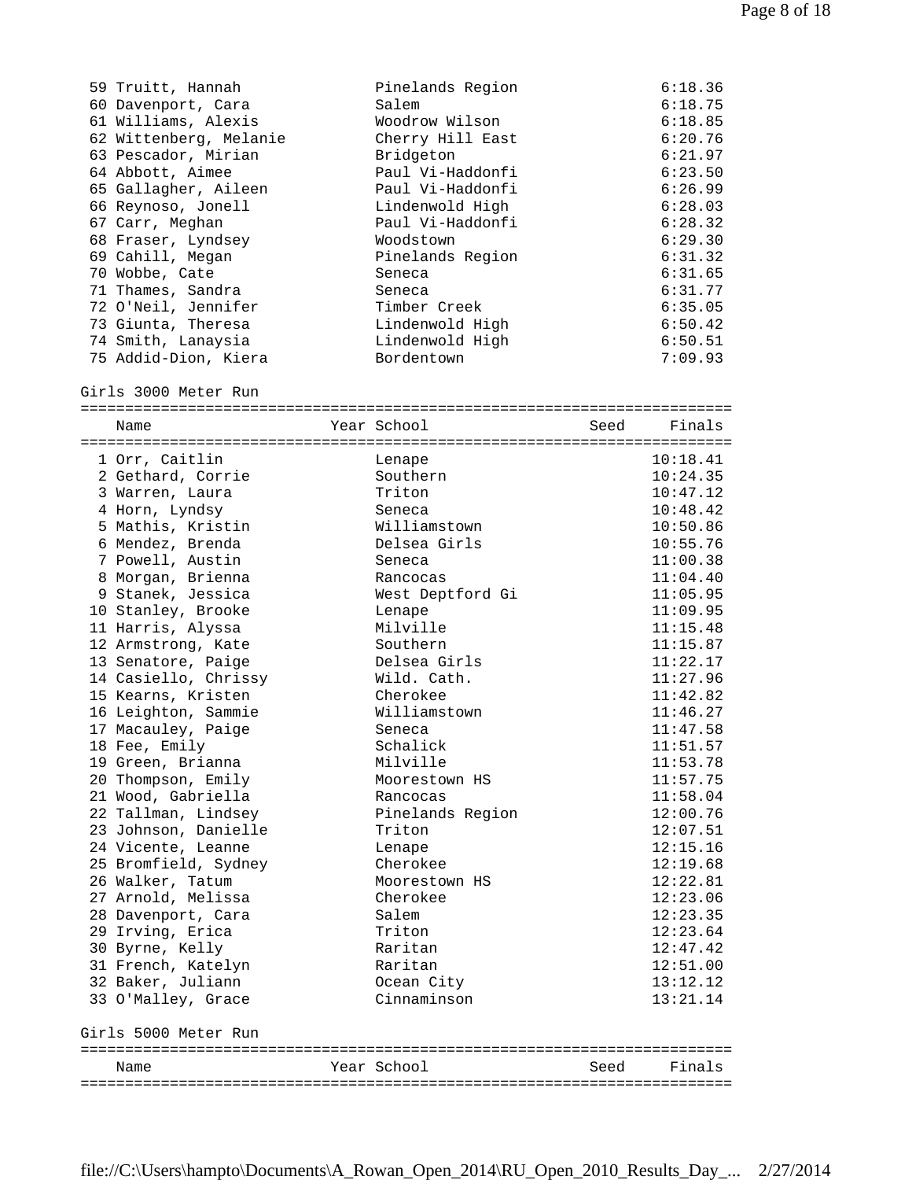| Place | Name | Year | School | Seed | Finals |
|---|---|---|---|---|---|
| 59 | Truitt, Hannah | | Pinelands Region | | 6:18.36 |
| 60 | Davenport, Cara | | Salem | | 6:18.75 |
| 61 | Williams, Alexis | | Woodrow Wilson | | 6:18.85 |
| 62 | Wittenberg, Melanie | | Cherry Hill East | | 6:20.76 |
| 63 | Pescador, Mirian | | Bridgeton | | 6:21.97 |
| 64 | Abbott, Aimee | | Paul Vi-Haddonfi | | 6:23.50 |
| 65 | Gallagher, Aileen | | Paul Vi-Haddonfi | | 6:26.99 |
| 66 | Reynoso, Jonell | | Lindenwold High | | 6:28.03 |
| 67 | Carr, Meghan | | Paul Vi-Haddonfi | | 6:28.32 |
| 68 | Fraser, Lyndsey | | Woodstown | | 6:29.30 |
| 69 | Cahill, Megan | | Pinelands Region | | 6:31.32 |
| 70 | Wobbe, Cate | | Seneca | | 6:31.65 |
| 71 | Thames, Sandra | | Seneca | | 6:31.77 |
| 72 | O'Neil, Jennifer | | Timber Creek | | 6:35.05 |
| 73 | Giunta, Theresa | | Lindenwold High | | 6:50.42 |
| 74 | Smith, Lanaysia | | Lindenwold High | | 6:50.51 |
| 75 | Addid-Dion, Kiera | | Bordentown | | 7:09.93 |

## Girls 3000 Meter Run

| Place | Name | Year | School | Seed | Finals |
|---|---|---|---|---|---|
| 1 | Orr, Caitlin | | Lenape | | 10:18.41 |
| 2 | Gethard, Corrie | | Southern | | 10:24.35 |
| 3 | Warren, Laura | | Triton | | 10:47.12 |
| 4 | Horn, Lyndsy | | Seneca | | 10:48.42 |
| 5 | Mathis, Kristin | | Williamstown | | 10:50.86 |
| 6 | Mendez, Brenda | | Delsea Girls | | 10:55.76 |
| 7 | Powell, Austin | | Seneca | | 11:00.38 |
| 8 | Morgan, Brienna | | Rancocas | | 11:04.40 |
| 9 | Stanek, Jessica | | West Deptford Gi | | 11:05.95 |
| 10 | Stanley, Brooke | | Lenape | | 11:09.95 |
| 11 | Harris, Alyssa | | Milville | | 11:15.48 |
| 12 | Armstrong, Kate | | Southern | | 11:15.87 |
| 13 | Senatore, Paige | | Delsea Girls | | 11:22.17 |
| 14 | Casiello, Chrissy | | Wild. Cath. | | 11:27.96 |
| 15 | Kearns, Kristen | | Cherokee | | 11:42.82 |
| 16 | Leighton, Sammie | | Williamstown | | 11:46.27 |
| 17 | Macauley, Paige | | Seneca | | 11:47.58 |
| 18 | Fee, Emily | | Schalick | | 11:51.57 |
| 19 | Green, Brianna | | Milville | | 11:53.78 |
| 20 | Thompson, Emily | | Moorestown HS | | 11:57.75 |
| 21 | Wood, Gabriella | | Rancocas | | 11:58.04 |
| 22 | Tallman, Lindsey | | Pinelands Region | | 12:00.76 |
| 23 | Johnson, Danielle | | Triton | | 12:07.51 |
| 24 | Vicente, Leanne | | Lenape | | 12:15.16 |
| 25 | Bromfield, Sydney | | Cherokee | | 12:19.68 |
| 26 | Walker, Tatum | | Moorestown HS | | 12:22.81 |
| 27 | Arnold, Melissa | | Cherokee | | 12:23.06 |
| 28 | Davenport, Cara | | Salem | | 12:23.35 |
| 29 | Irving, Erica | | Triton | | 12:23.64 |
| 30 | Byrne, Kelly | | Raritan | | 12:47.42 |
| 31 | French, Katelyn | | Raritan | | 12:51.00 |
| 32 | Baker, Juliann | | Ocean City | | 13:12.12 |
| 33 | O'Malley, Grace | | Cinnaminson | | 13:21.14 |

## Girls 5000 Meter Run

| Place | Name | Year | School | Seed | Finals |
|---|---|---|---|---|---|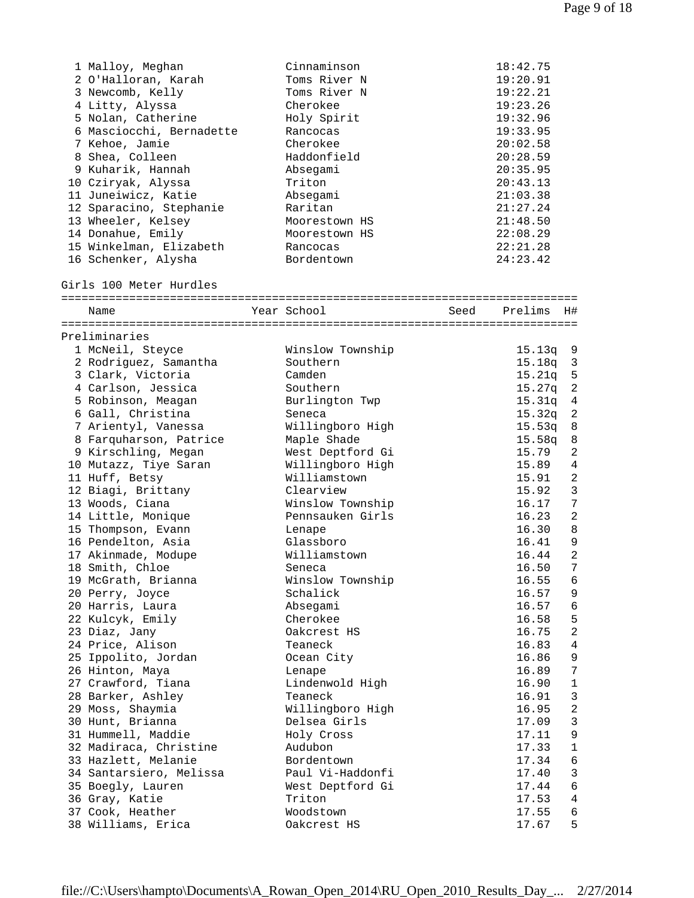| Place | Name | School | Time |
|---|---|---|---|
| 1 | Malloy, Meghan | Cinnaminson | 18:42.75 |
| 2 | O'Halloran, Karah | Toms River N | 19:20.91 |
| 3 | Newcomb, Kelly | Toms River N | 19:22.21 |
| 4 | Litty, Alyssa | Cherokee | 19:23.26 |
| 5 | Nolan, Catherine | Holy Spirit | 19:32.96 |
| 6 | Masciocchi, Bernadette | Rancocas | 19:33.95 |
| 7 | Kehoe, Jamie | Cherokee | 20:02.58 |
| 8 | Shea, Colleen | Haddonfield | 20:28.59 |
| 9 | Kuharik, Hannah | Absegami | 20:35.95 |
| 10 | Cziryak, Alyssa | Triton | 20:43.13 |
| 11 | Juneiwicz, Katie | Absegami | 21:03.38 |
| 12 | Sparacino, Stephanie | Raritan | 21:27.24 |
| 13 | Wheeler, Kelsey | Moorestown HS | 21:48.50 |
| 14 | Donahue, Emily | Moorestown HS | 22:08.29 |
| 15 | Winkelman, Elizabeth | Rancocas | 22:21.28 |
| 16 | Schenker, Alysha | Bordentown | 24:23.42 |

## Girls 100 Meter Hurdles

Preliminaries

| Place | Name | Year | School | Seed | Prelims | H# |
|---|---|---|---|---|---|---|
| 1 | McNeil, Steyce | | Winslow Township | | 15.13q | 9 |
| 2 | Rodriguez, Samantha | | Southern | | 15.18q | 3 |
| 3 | Clark, Victoria | | Camden | | 15.21q | 5 |
| 4 | Carlson, Jessica | | Southern | | 15.27q | 2 |
| 5 | Robinson, Meagan | | Burlington Twp | | 15.31q | 4 |
| 6 | Gall, Christina | | Seneca | | 15.32q | 2 |
| 7 | Arientyl, Vanessa | | Willingboro High | | 15.53q | 8 |
| 8 | Farquharson, Patrice | | Maple Shade | | 15.58q | 8 |
| 9 | Kirschling, Megan | | West Deptford Gi | | 15.79 | 2 |
| 10 | Mutazz, Tiye Saran | | Willingboro High | | 15.89 | 4 |
| 11 | Huff, Betsy | | Williamstown | | 15.91 | 2 |
| 12 | Biagi, Brittany | | Clearview | | 15.92 | 3 |
| 13 | Woods, Ciana | | Winslow Township | | 16.17 | 7 |
| 14 | Little, Monique | | Pennsauken Girls | | 16.23 | 2 |
| 15 | Thompson, Evann | | Lenape | | 16.30 | 8 |
| 16 | Pendelton, Asia | | Glassboro | | 16.41 | 9 |
| 17 | Akinmade, Modupe | | Williamstown | | 16.44 | 2 |
| 18 | Smith, Chloe | | Seneca | | 16.50 | 7 |
| 19 | McGrath, Brianna | | Winslow Township | | 16.55 | 6 |
| 20 | Perry, Joyce | | Schalick | | 16.57 | 9 |
| 20 | Harris, Laura | | Absegami | | 16.57 | 6 |
| 22 | Kulcyk, Emily | | Cherokee | | 16.58 | 5 |
| 23 | Diaz, Jany | | Oakcrest HS | | 16.75 | 2 |
| 24 | Price, Alison | | Teaneck | | 16.83 | 4 |
| 25 | Ippolito, Jordan | | Ocean City | | 16.86 | 9 |
| 26 | Hinton, Maya | | Lenape | | 16.89 | 7 |
| 27 | Crawford, Tiana | | Lindenwold High | | 16.90 | 1 |
| 28 | Barker, Ashley | | Teaneck | | 16.91 | 3 |
| 29 | Moss, Shaymia | | Willingboro High | | 16.95 | 2 |
| 30 | Hunt, Brianna | | Delsea Girls | | 17.09 | 3 |
| 31 | Hummell, Maddie | | Holy Cross | | 17.11 | 9 |
| 32 | Madiraca, Christine | | Audubon | | 17.33 | 1 |
| 33 | Hazlett, Melanie | | Bordentown | | 17.34 | 6 |
| 34 | Santarsiero, Melissa | | Paul Vi-Haddonfi | | 17.40 | 3 |
| 35 | Boegly, Lauren | | West Deptford Gi | | 17.44 | 6 |
| 36 | Gray, Katie | | Triton | | 17.53 | 4 |
| 37 | Cook, Heather | | Woodstown | | 17.55 | 6 |
| 38 | Williams, Erica | | Oakcrest HS | | 17.67 | 5 |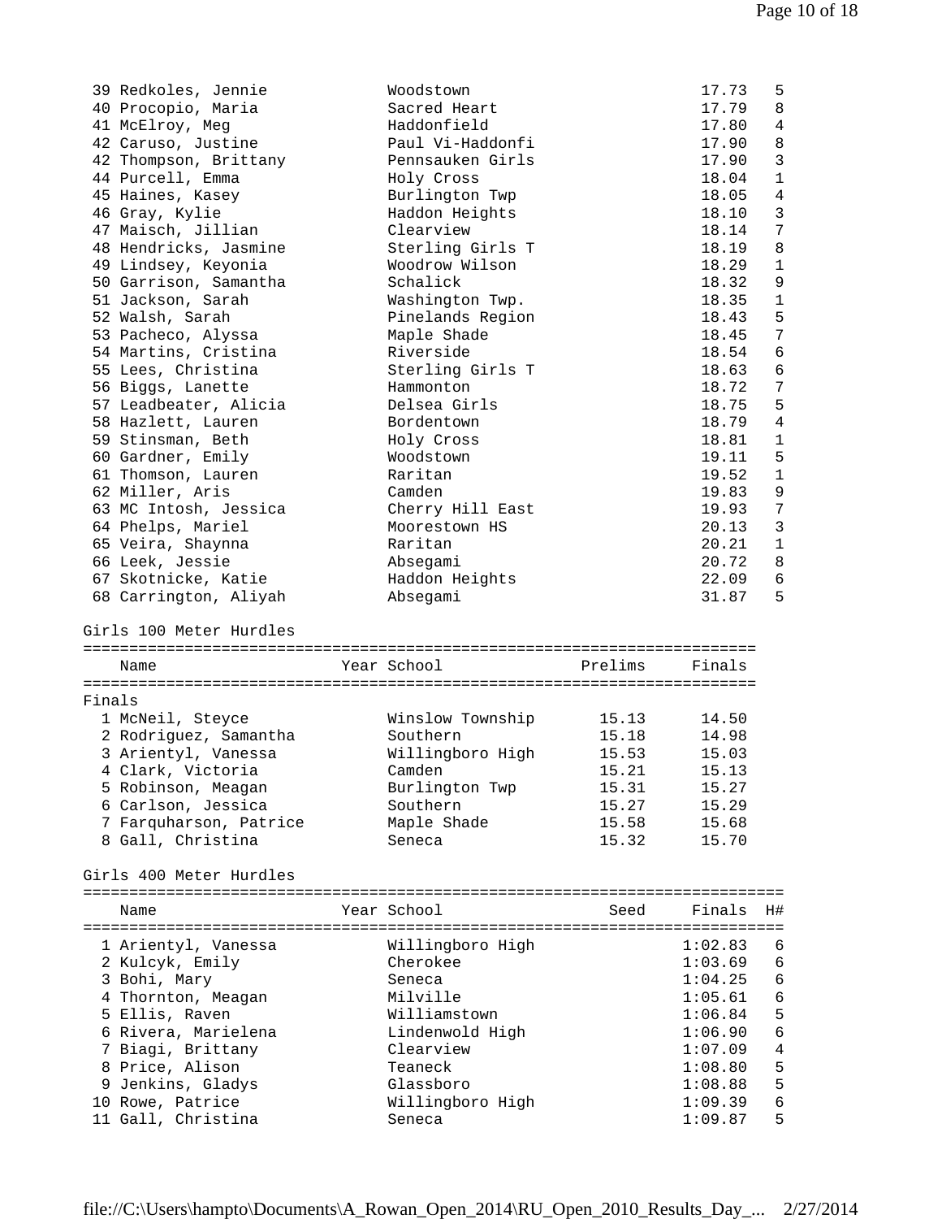| Place | Name | Year | School | Finals | H# |
|---|---|---|---|---|---|
| 39 | Redkoles, Jennie | | Woodstown | 17.73 | 5 |
| 40 | Procopio, Maria | | Sacred Heart | 17.79 | 8 |
| 41 | McElroy, Meg | | Haddonfield | 17.80 | 4 |
| 42 | Caruso, Justine | | Paul Vi-Haddonfi | 17.90 | 8 |
| 42 | Thompson, Brittany | | Pennsauken Girls | 17.90 | 3 |
| 44 | Purcell, Emma | | Holy Cross | 18.04 | 1 |
| 45 | Haines, Kasey | | Burlington Twp | 18.05 | 4 |
| 46 | Gray, Kylie | | Haddon Heights | 18.10 | 3 |
| 47 | Maisch, Jillian | | Clearview | 18.14 | 7 |
| 48 | Hendricks, Jasmine | | Sterling Girls T | 18.19 | 8 |
| 49 | Lindsey, Keyonia | | Woodrow Wilson | 18.29 | 1 |
| 50 | Garrison, Samantha | | Schalick | 18.32 | 9 |
| 51 | Jackson, Sarah | | Washington Twp. | 18.35 | 1 |
| 52 | Walsh, Sarah | | Pinelands Region | 18.43 | 5 |
| 53 | Pacheco, Alyssa | | Maple Shade | 18.45 | 7 |
| 54 | Martins, Cristina | | Riverside | 18.54 | 6 |
| 55 | Lees, Christina | | Sterling Girls T | 18.63 | 6 |
| 56 | Biggs, Lanette | | Hammonton | 18.72 | 7 |
| 57 | Leadbeater, Alicia | | Delsea Girls | 18.75 | 5 |
| 58 | Hazlett, Lauren | | Bordentown | 18.79 | 4 |
| 59 | Stinsman, Beth | | Holy Cross | 18.81 | 1 |
| 60 | Gardner, Emily | | Woodstown | 19.11 | 5 |
| 61 | Thomson, Lauren | | Raritan | 19.52 | 1 |
| 62 | Miller, Aris | | Camden | 19.83 | 9 |
| 63 | MC Intosh, Jessica | | Cherry Hill East | 19.93 | 7 |
| 64 | Phelps, Mariel | | Moorestown HS | 20.13 | 3 |
| 65 | Veira, Shaynna | | Raritan | 20.21 | 1 |
| 66 | Leek, Jessie | | Absegami | 20.72 | 8 |
| 67 | Skotnicke, Katie | | Haddon Heights | 22.09 | 6 |
| 68 | Carrington, Aliyah | | Absegami | 31.87 | 5 |

## Girls 100 Meter Hurdles

Finals

| Place | Name | Year | School | Prelims | Finals |
|---|---|---|---|---|---|
| 1 | McNeil, Steyce | | Winslow Township | 15.13 | 14.50 |
| 2 | Rodriguez, Samantha | | Southern | 15.18 | 14.98 |
| 3 | Arientyl, Vanessa | | Willingboro High | 15.53 | 15.03 |
| 4 | Clark, Victoria | | Camden | 15.21 | 15.13 |
| 5 | Robinson, Meagan | | Burlington Twp | 15.31 | 15.27 |
| 6 | Carlson, Jessica | | Southern | 15.27 | 15.29 |
| 7 | Farquharson, Patrice | | Maple Shade | 15.58 | 15.68 |
| 8 | Gall, Christina | | Seneca | 15.32 | 15.70 |

## Girls 400 Meter Hurdles

| Place | Name | Year | School | Seed | Finals | H# |
|---|---|---|---|---|---|---|
| 1 | Arientyl, Vanessa | | Willingboro High | | 1:02.83 | 6 |
| 2 | Kulcyk, Emily | | Cherokee | | 1:03.69 | 6 |
| 3 | Bohi, Mary | | Seneca | | 1:04.25 | 6 |
| 4 | Thornton, Meagan | | Milville | | 1:05.61 | 6 |
| 5 | Ellis, Raven | | Williamstown | | 1:06.84 | 5 |
| 6 | Rivera, Marielena | | Lindenwold High | | 1:06.90 | 6 |
| 7 | Biagi, Brittany | | Clearview | | 1:07.09 | 4 |
| 8 | Price, Alison | | Teaneck | | 1:08.80 | 5 |
| 9 | Jenkins, Gladys | | Glassboro | | 1:08.88 | 5 |
| 10 | Rowe, Patrice | | Willingboro High | | 1:09.39 | 6 |
| 11 | Gall, Christina | | Seneca | | 1:09.87 | 5 |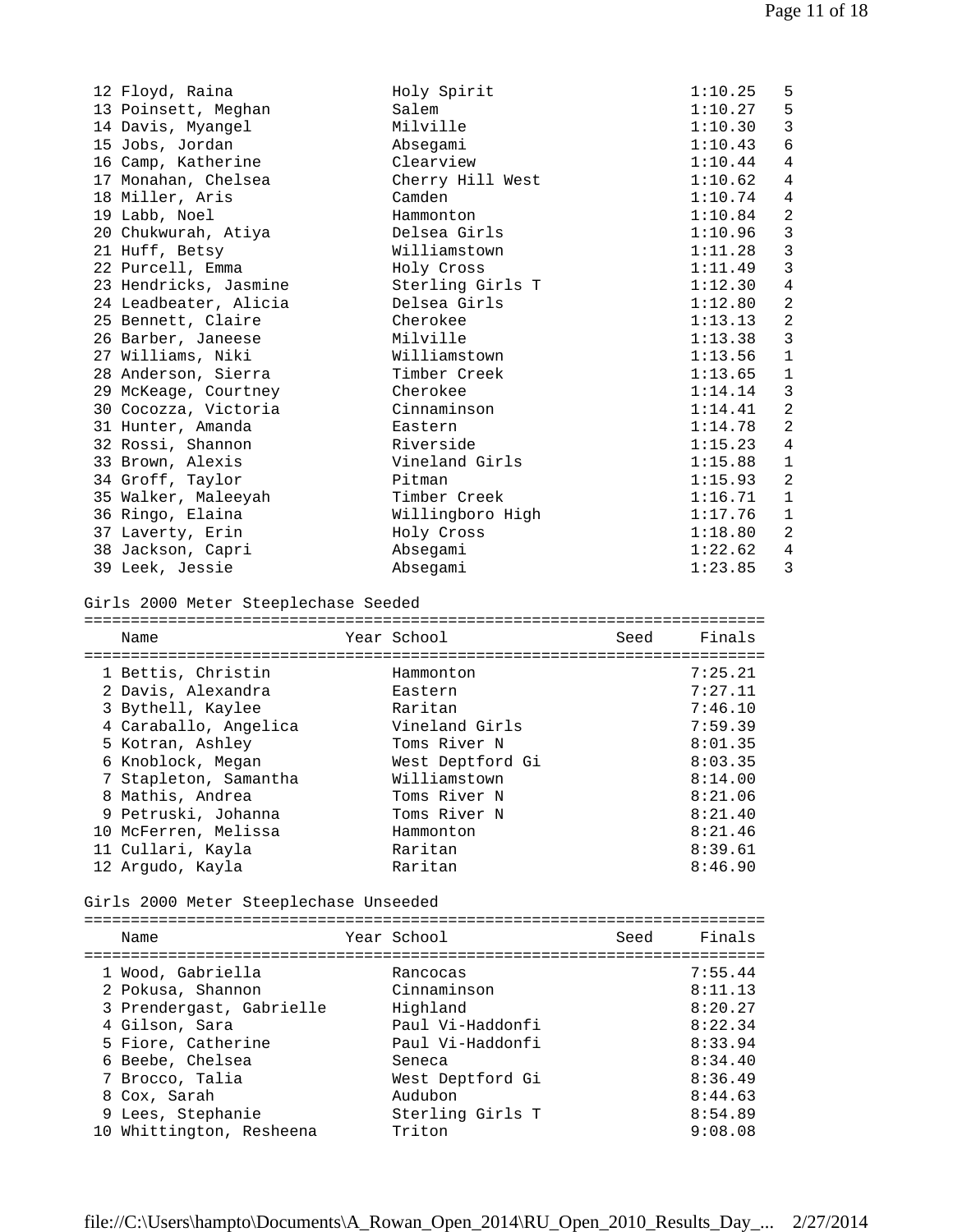| Place | Name | Year | School | Finals | Heat |
|---|---|---|---|---|---|
| 12 | Floyd, Raina | | Holy Spirit | 1:10.25 | 5 |
| 13 | Poinsett, Meghan | | Salem | 1:10.27 | 5 |
| 14 | Davis, Myangel | | Milville | 1:10.30 | 3 |
| 15 | Jobs, Jordan | | Absegami | 1:10.43 | 6 |
| 16 | Camp, Katherine | | Clearview | 1:10.44 | 4 |
| 17 | Monahan, Chelsea | | Cherry Hill West | 1:10.62 | 4 |
| 18 | Miller, Aris | | Camden | 1:10.74 | 4 |
| 19 | Labb, Noel | | Hammonton | 1:10.84 | 2 |
| 20 | Chukwurah, Atiya | | Delsea Girls | 1:10.96 | 3 |
| 21 | Huff, Betsy | | Williamstown | 1:11.28 | 3 |
| 22 | Purcell, Emma | | Holy Cross | 1:11.49 | 3 |
| 23 | Hendricks, Jasmine | | Sterling Girls T | 1:12.30 | 4 |
| 24 | Leadbeater, Alicia | | Delsea Girls | 1:12.80 | 2 |
| 25 | Bennett, Claire | | Cherokee | 1:13.13 | 2 |
| 26 | Barber, Janeese | | Milville | 1:13.38 | 3 |
| 27 | Williams, Niki | | Williamstown | 1:13.56 | 1 |
| 28 | Anderson, Sierra | | Timber Creek | 1:13.65 | 1 |
| 29 | McKeage, Courtney | | Cherokee | 1:14.14 | 3 |
| 30 | Cocozza, Victoria | | Cinnaminson | 1:14.41 | 2 |
| 31 | Hunter, Amanda | | Eastern | 1:14.78 | 2 |
| 32 | Rossi, Shannon | | Riverside | 1:15.23 | 4 |
| 33 | Brown, Alexis | | Vineland Girls | 1:15.88 | 1 |
| 34 | Groff, Taylor | | Pitman | 1:15.93 | 2 |
| 35 | Walker, Maleeyah | | Timber Creek | 1:16.71 | 1 |
| 36 | Ringo, Elaina | | Willingboro High | 1:17.76 | 1 |
| 37 | Laverty, Erin | | Holy Cross | 1:18.80 | 2 |
| 38 | Jackson, Capri | | Absegami | 1:22.62 | 4 |
| 39 | Leek, Jessie | | Absegami | 1:23.85 | 3 |

## Girls 2000 Meter Steeplechase Seeded

| Place | Name | Year | School | Seed | Finals |
|---|---|---|---|---|---|
| 1 | Bettis, Christin | | Hammonton | | 7:25.21 |
| 2 | Davis, Alexandra | | Eastern | | 7:27.11 |
| 3 | Bythell, Kaylee | | Raritan | | 7:46.10 |
| 4 | Caraballo, Angelica | | Vineland Girls | | 7:59.39 |
| 5 | Kotran, Ashley | | Toms River N | | 8:01.35 |
| 6 | Knoblock, Megan | | West Deptford Gi | | 8:03.35 |
| 7 | Stapleton, Samantha | | Williamstown | | 8:14.00 |
| 8 | Mathis, Andrea | | Toms River N | | 8:21.06 |
| 9 | Petruski, Johanna | | Toms River N | | 8:21.40 |
| 10 | McFerren, Melissa | | Hammonton | | 8:21.46 |
| 11 | Cullari, Kayla | | Raritan | | 8:39.61 |
| 12 | Argudo, Kayla | | Raritan | | 8:46.90 |

## Girls 2000 Meter Steeplechase Unseeded

| Place | Name | Year | School | Seed | Finals |
|---|---|---|---|---|---|
| 1 | Wood, Gabriella | | Rancocas | | 7:55.44 |
| 2 | Pokusa, Shannon | | Cinnaminson | | 8:11.13 |
| 3 | Prendergast, Gabrielle | | Highland | | 8:20.27 |
| 4 | Gilson, Sara | | Paul Vi-Haddonfi | | 8:22.34 |
| 5 | Fiore, Catherine | | Paul Vi-Haddonfi | | 8:33.94 |
| 6 | Beebe, Chelsea | | Seneca | | 8:34.40 |
| 7 | Brocco, Talia | | West Deptford Gi | | 8:36.49 |
| 8 | Cox, Sarah | | Audubon | | 8:44.63 |
| 9 | Lees, Stephanie | | Sterling Girls T | | 8:54.89 |
| 10 | Whittington, Resheena | | Triton | | 9:08.08 |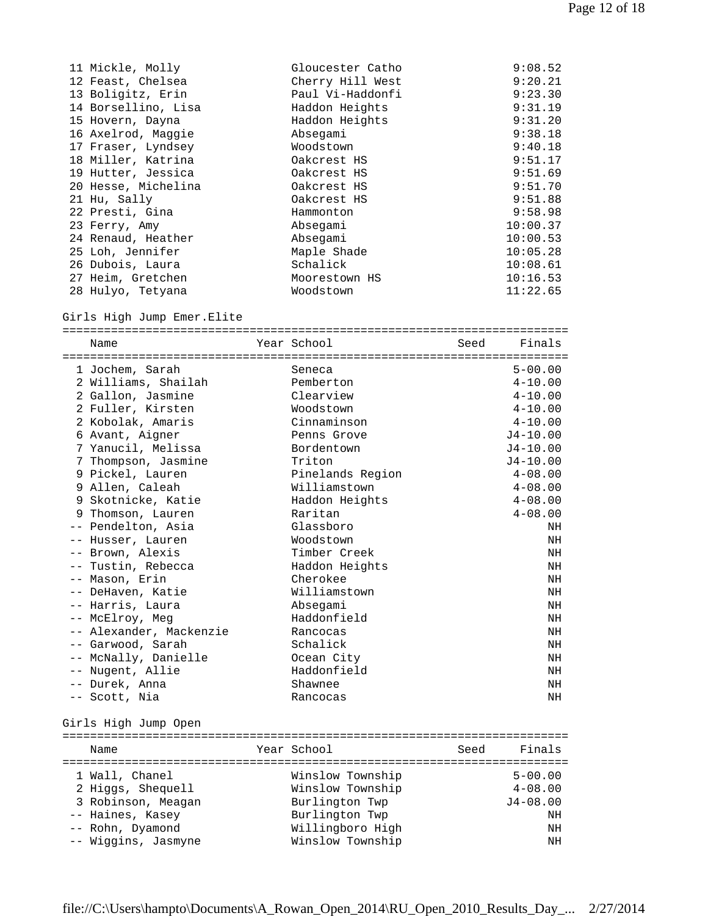| Place | Name | School | Finals |
|---|---|---|---|
| 11 | Mickle, Molly | Gloucester Catho | 9:08.52 |
| 12 | Feast, Chelsea | Cherry Hill West | 9:20.21 |
| 13 | Boligitz, Erin | Paul Vi-Haddonfi | 9:23.30 |
| 14 | Borsellino, Lisa | Haddon Heights | 9:31.19 |
| 15 | Hovern, Dayna | Haddon Heights | 9:31.20 |
| 16 | Axelrod, Maggie | Absegami | 9:38.18 |
| 17 | Fraser, Lyndsey | Woodstown | 9:40.18 |
| 18 | Miller, Katrina | Oakcrest HS | 9:51.17 |
| 19 | Hutter, Jessica | Oakcrest HS | 9:51.69 |
| 20 | Hesse, Michelina | Oakcrest HS | 9:51.70 |
| 21 | Hu, Sally | Oakcrest HS | 9:51.88 |
| 22 | Presti, Gina | Hammonton | 9:58.98 |
| 23 | Ferry, Amy | Absegami | 10:00.37 |
| 24 | Renaud, Heather | Absegami | 10:00.53 |
| 25 | Loh, Jennifer | Maple Shade | 10:05.28 |
| 26 | Dubois, Laura | Schalick | 10:08.61 |
| 27 | Heim, Gretchen | Moorestown HS | 10:16.53 |
| 28 | Hulyo, Tetyana | Woodstown | 11:22.65 |

## Girls High Jump Emer.Elite

| Place | Name | Year | School | Seed | Finals |
|---|---|---|---|---|---|
| 1 | Jochem, Sarah | | Seneca | | 5-00.00 |
| 2 | Williams, Shailah | | Pemberton | | 4-10.00 |
| 2 | Gallon, Jasmine | | Clearview | | 4-10.00 |
| 2 | Fuller, Kirsten | | Woodstown | | 4-10.00 |
| 2 | Kobolak, Amaris | | Cinnaminson | | 4-10.00 |
| 6 | Avant, Aigner | | Penns Grove | | J4-10.00 |
| 7 | Yanucil, Melissa | | Bordentown | | J4-10.00 |
| 7 | Thompson, Jasmine | | Triton | | J4-10.00 |
| 9 | Pickel, Lauren | | Pinelands Region | | 4-08.00 |
| 9 | Allen, Caleah | | Williamstown | | 4-08.00 |
| 9 | Skotnicke, Katie | | Haddon Heights | | 4-08.00 |
| 9 | Thomson, Lauren | | Raritan | | 4-08.00 |
| -- | Pendelton, Asia | | Glassboro | | NH |
| -- | Husser, Lauren | | Woodstown | | NH |
| -- | Brown, Alexis | | Timber Creek | | NH |
| -- | Tustin, Rebecca | | Haddon Heights | | NH |
| -- | Mason, Erin | | Cherokee | | NH |
| -- | DeHaven, Katie | | Williamstown | | NH |
| -- | Harris, Laura | | Absegami | | NH |
| -- | McElroy, Meg | | Haddonfield | | NH |
| -- | Alexander, Mackenzie | | Rancocas | | NH |
| -- | Garwood, Sarah | | Schalick | | NH |
| -- | McNally, Danielle | | Ocean City | | NH |
| -- | Nugent, Allie | | Haddonfield | | NH |
| -- | Durek, Anna | | Shawnee | | NH |
| -- | Scott, Nia | | Rancocas | | NH |

## Girls High Jump Open

| Place | Name | Year | School | Seed | Finals |
|---|---|---|---|---|---|
| 1 | Wall, Chanel | | Winslow Township | | 5-00.00 |
| 2 | Higgs, Shequell | | Winslow Township | | 4-08.00 |
| 3 | Robinson, Meagan | | Burlington Twp | | J4-08.00 |
| -- | Haines, Kasey | | Burlington Twp | | NH |
| -- | Rohn, Dyamond | | Willingboro High | | NH |
| -- | Wiggins, Jasmyne | | Winslow Township | | NH |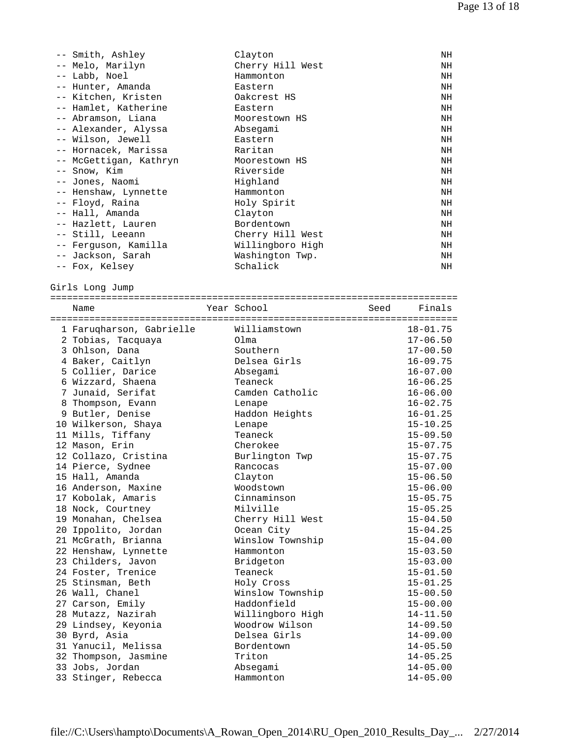| | Name | School | Mark |
|---|---|---|---|
| -- | Smith, Ashley | Clayton | NH |
| -- | Melo, Marilyn | Cherry Hill West | NH |
| -- | Labb, Noel | Hammonton | NH |
| -- | Hunter, Amanda | Eastern | NH |
| -- | Kitchen, Kristen | Oakcrest HS | NH |
| -- | Hamlet, Katherine | Eastern | NH |
| -- | Abramson, Liana | Moorestown HS | NH |
| -- | Alexander, Alyssa | Absegami | NH |
| -- | Wilson, Jewell | Eastern | NH |
| -- | Hornacek, Marissa | Raritan | NH |
| -- | McGettigan, Kathryn | Moorestown HS | NH |
| -- | Snow, Kim | Riverside | NH |
| -- | Jones, Naomi | Highland | NH |
| -- | Henshaw, Lynnette | Hammonton | NH |
| -- | Floyd, Raina | Holy Spirit | NH |
| -- | Hall, Amanda | Clayton | NH |
| -- | Hazlett, Lauren | Bordentown | NH |
| -- | Still, Leeann | Cherry Hill West | NH |
| -- | Ferguson, Kamilla | Willingboro High | NH |
| -- | Jackson, Sarah | Washington Twp. | NH |
| -- | Fox, Kelsey | Schalick | NH |

## Girls Long Jump

| | Name | Year | School | Seed | Finals |
|---|---|---|---|---|---|
| 1 | Faruqharson, Gabrielle | | Williamstown | | 18-01.75 |
| 2 | Tobias, Tacquaya | | Olma | | 17-06.50 |
| 3 | Ohlson, Dana | | Southern | | 17-00.50 |
| 4 | Baker, Caitlyn | | Delsea Girls | | 16-09.75 |
| 5 | Collier, Darice | | Absegami | | 16-07.00 |
| 6 | Wizzard, Shaena | | Teaneck | | 16-06.25 |
| 7 | Junaid, Serifat | | Camden Catholic | | 16-06.00 |
| 8 | Thompson, Evann | | Lenape | | 16-02.75 |
| 9 | Butler, Denise | | Haddon Heights | | 16-01.25 |
| 10 | Wilkerson, Shaya | | Lenape | | 15-10.25 |
| 11 | Mills, Tiffany | | Teaneck | | 15-09.50 |
| 12 | Mason, Erin | | Cherokee | | 15-07.75 |
| 12 | Collazo, Cristina | | Burlington Twp | | 15-07.75 |
| 14 | Pierce, Sydnee | | Rancocas | | 15-07.00 |
| 15 | Hall, Amanda | | Clayton | | 15-06.50 |
| 16 | Anderson, Maxine | | Woodstown | | 15-06.00 |
| 17 | Kobolak, Amaris | | Cinnaminson | | 15-05.75 |
| 18 | Nock, Courtney | | Milville | | 15-05.25 |
| 19 | Monahan, Chelsea | | Cherry Hill West | | 15-04.50 |
| 20 | Ippolito, Jordan | | Ocean City | | 15-04.25 |
| 21 | McGrath, Brianna | | Winslow Township | | 15-04.00 |
| 22 | Henshaw, Lynnette | | Hammonton | | 15-03.50 |
| 23 | Childers, Javon | | Bridgeton | | 15-03.00 |
| 24 | Foster, Trenice | | Teaneck | | 15-01.50 |
| 25 | Stinsman, Beth | | Holy Cross | | 15-01.25 |
| 26 | Wall, Chanel | | Winslow Township | | 15-00.50 |
| 27 | Carson, Emily | | Haddonfield | | 15-00.00 |
| 28 | Mutazz, Nazirah | | Willingboro High | | 14-11.50 |
| 29 | Lindsey, Keyonia | | Woodrow Wilson | | 14-09.50 |
| 30 | Byrd, Asia | | Delsea Girls | | 14-09.00 |
| 31 | Yanucil, Melissa | | Bordentown | | 14-05.50 |
| 32 | Thompson, Jasmine | | Triton | | 14-05.25 |
| 33 | Jobs, Jordan | | Absegami | | 14-05.00 |
| 33 | Stinger, Rebecca | | Hammonton | | 14-05.00 |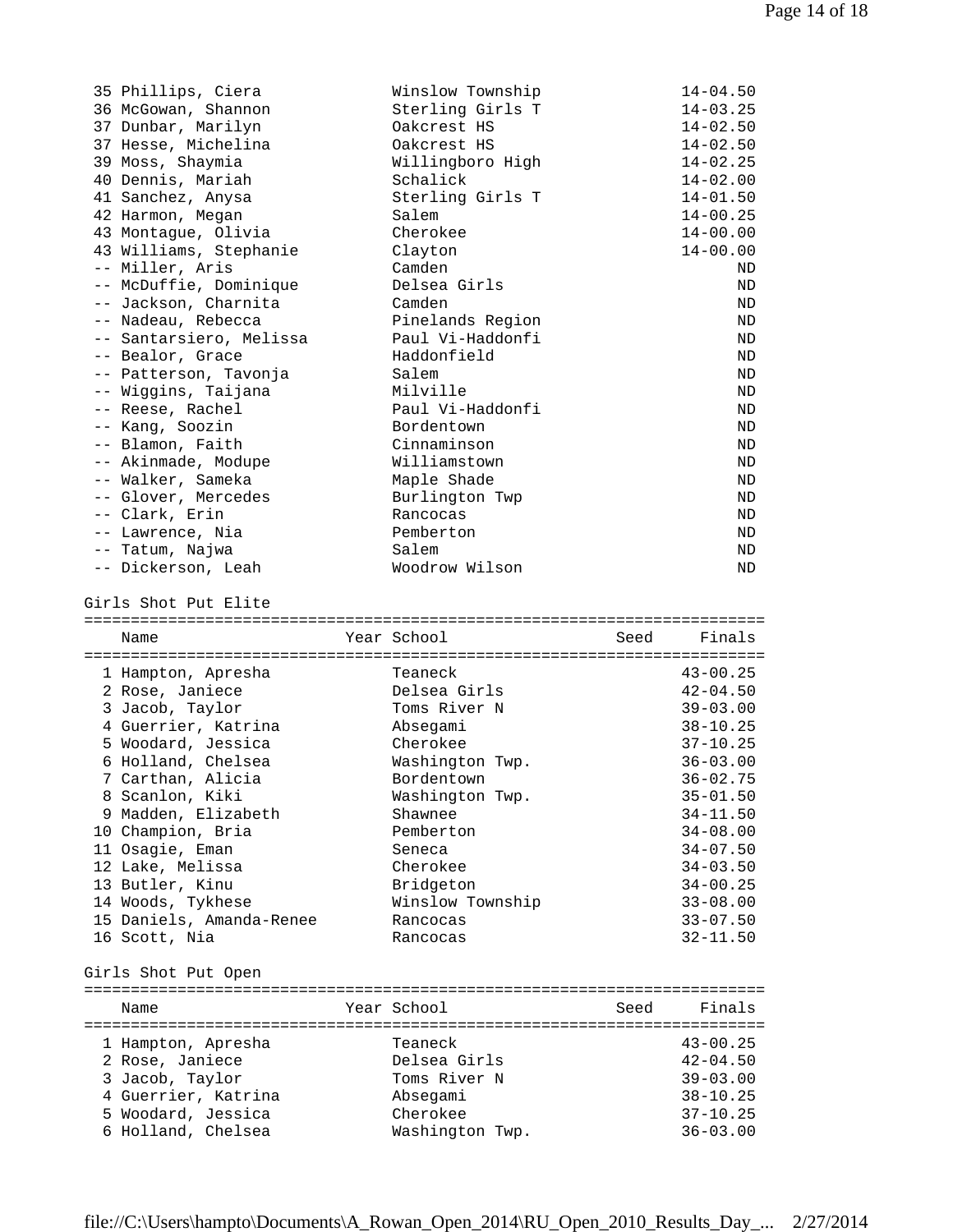| Place | Name | Year | School | Seed | Finals |
|---|---|---|---|---|---|
| 35 | Phillips, Ciera | | Winslow Township | | 14-04.50 |
| 36 | McGowan, Shannon | | Sterling Girls T | | 14-03.25 |
| 37 | Dunbar, Marilyn | | Oakcrest HS | | 14-02.50 |
| 37 | Hesse, Michelina | | Oakcrest HS | | 14-02.50 |
| 39 | Moss, Shaymia | | Willingboro High | | 14-02.25 |
| 40 | Dennis, Mariah | | Schalick | | 14-02.00 |
| 41 | Sanchez, Anysa | | Sterling Girls T | | 14-01.50 |
| 42 | Harmon, Megan | | Salem | | 14-00.25 |
| 43 | Montague, Olivia | | Cherokee | | 14-00.00 |
| 43 | Williams, Stephanie | | Clayton | | 14-00.00 |
| -- | Miller, Aris | | Camden | | ND |
| -- | McDuffie, Dominique | | Delsea Girls | | ND |
| -- | Jackson, Charnita | | Camden | | ND |
| -- | Nadeau, Rebecca | | Pinelands Region | | ND |
| -- | Santarsiero, Melissa | | Paul Vi-Haddonfi | | ND |
| -- | Bealor, Grace | | Haddonfield | | ND |
| -- | Patterson, Tavonja | | Salem | | ND |
| -- | Wiggins, Taijana | | Milville | | ND |
| -- | Reese, Rachel | | Paul Vi-Haddonfi | | ND |
| -- | Kang, Soozin | | Bordentown | | ND |
| -- | Blamon, Faith | | Cinnaminson | | ND |
| -- | Akinmade, Modupe | | Williamstown | | ND |
| -- | Walker, Sameka | | Maple Shade | | ND |
| -- | Glover, Mercedes | | Burlington Twp | | ND |
| -- | Clark, Erin | | Rancocas | | ND |
| -- | Lawrence, Nia | | Pemberton | | ND |
| -- | Tatum, Najwa | | Salem | | ND |
| -- | Dickerson, Leah | | Woodrow Wilson | | ND |

## Girls Shot Put Elite

| | Name | Year | School | Seed | Finals |
|---|---|---|---|---|---|
| 1 | Hampton, Apresha | | Teaneck | | 43-00.25 |
| 2 | Rose, Janiece | | Delsea Girls | | 42-04.50 |
| 3 | Jacob, Taylor | | Toms River N | | 39-03.00 |
| 4 | Guerrier, Katrina | | Absegami | | 38-10.25 |
| 5 | Woodard, Jessica | | Cherokee | | 37-10.25 |
| 6 | Holland, Chelsea | | Washington Twp. | | 36-03.00 |
| 7 | Carthan, Alicia | | Bordentown | | 36-02.75 |
| 8 | Scanlon, Kiki | | Washington Twp. | | 35-01.50 |
| 9 | Madden, Elizabeth | | Shawnee | | 34-11.50 |
| 10 | Champion, Bria | | Pemberton | | 34-08.00 |
| 11 | Osagie, Eman | | Seneca | | 34-07.50 |
| 12 | Lake, Melissa | | Cherokee | | 34-03.50 |
| 13 | Butler, Kinu | | Bridgeton | | 34-00.25 |
| 14 | Woods, Tykhese | | Winslow Township | | 33-08.00 |
| 15 | Daniels, Amanda-Renee | | Rancocas | | 33-07.50 |
| 16 | Scott, Nia | | Rancocas | | 32-11.50 |

## Girls Shot Put Open

| | Name | Year | School | Seed | Finals |
|---|---|---|---|---|---|
| 1 | Hampton, Apresha | | Teaneck | | 43-00.25 |
| 2 | Rose, Janiece | | Delsea Girls | | 42-04.50 |
| 3 | Jacob, Taylor | | Toms River N | | 39-03.00 |
| 4 | Guerrier, Katrina | | Absegami | | 38-10.25 |
| 5 | Woodard, Jessica | | Cherokee | | 37-10.25 |
| 6 | Holland, Chelsea | | Washington Twp. | | 36-03.00 |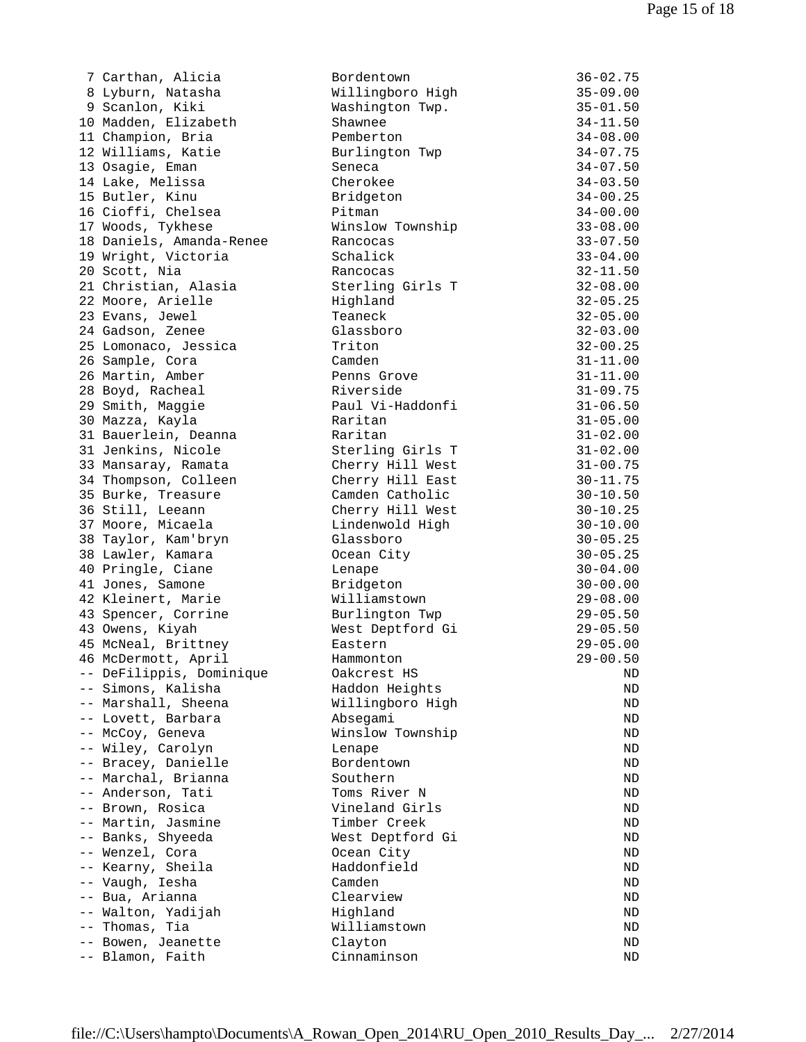```
  7 Carthan, Alicia          Bordentown               36-02.75
  8 Lyburn, Natasha          Willingboro High         35-09.00
  9 Scanlon, Kiki            Washington Twp.          35-01.50
 10 Madden, Elizabeth        Shawnee                  34-11.50
 11 Champion, Bria           Pemberton                34-08.00
 12 Williams, Katie          Burlington Twp           34-07.75
 13 Osagie, Eman             Seneca                   34-07.50
 14 Lake, Melissa            Cherokee                 34-03.50
 15 Butler, Kinu             Bridgeton                34-00.25
 16 Cioffi, Chelsea          Pitman                   34-00.00
 17 Woods, Tykhese           Winslow Township         33-08.00
 18 Daniels, Amanda-Renee    Rancocas                 33-07.50
 19 Wright, Victoria         Schalick                 33-04.00
 20 Scott, Nia               Rancocas                 32-11.50
 21 Christian, Alasia        Sterling Girls T         32-08.00
 22 Moore, Arielle           Highland                 32-05.25
 23 Evans, Jewel             Teaneck                  32-05.00
 24 Gadson, Zenee            Glassboro                32-03.00
 25 Lomonaco, Jessica        Triton                   32-00.25
 26 Sample, Cora             Camden                   31-11.00
 26 Martin, Amber            Penns Grove              31-11.00
 28 Boyd, Racheal            Riverside                31-09.75
 29 Smith, Maggie            Paul Vi-Haddonfi         31-06.50
 30 Mazza, Kayla             Raritan                  31-05.00
 31 Bauerlein, Deanna        Raritan                  31-02.00
 31 Jenkins, Nicole          Sterling Girls T         31-02.00
 33 Mansaray, Ramata         Cherry Hill West         31-00.75
 34 Thompson, Colleen        Cherry Hill East         30-11.75
 35 Burke, Treasure          Camden Catholic          30-10.50
 36 Still, Leeann            Cherry Hill West         30-10.25
 37 Moore, Micaela           Lindenwold High          30-10.00
 38 Taylor, Kam'bryn         Glassboro                30-05.25
 38 Lawler, Kamara           Ocean City               30-05.25
 40 Pringle, Ciane           Lenape                   30-04.00
 41 Jones, Samone            Bridgeton                30-00.00
 42 Kleinert, Marie          Williamstown             29-08.00
 43 Spencer, Corrine         Burlington Twp           29-05.50
 43 Owens, Kiyah             West Deptford Gi         29-05.50
 45 McNeal, Brittney         Eastern                  29-05.00
 46 McDermott, April         Hammonton                29-00.50
 -- DeFilippis, Dominique    Oakcrest HS                    ND
 -- Simons, Kalisha          Haddon Heights                 ND
 -- Marshall, Sheena         Willingboro High               ND
 -- Lovett, Barbara          Absegami                       ND
 -- McCoy, Geneva            Winslow Township               ND
 -- Wiley, Carolyn           Lenape                         ND
 -- Bracey, Danielle         Bordentown                     ND
 -- Marchal, Brianna         Southern                       ND
 -- Anderson, Tati           Toms River N                   ND
 -- Brown, Rosica            Vineland Girls                 ND
 -- Martin, Jasmine          Timber Creek                   ND
 -- Banks, Shyeeda           West Deptford Gi               ND
 -- Wenzel, Cora             Ocean City                     ND
 -- Kearny, Sheila           Haddonfield                    ND
 -- Vaugh, Iesha             Camden                         ND
 -- Bua, Arianna             Clearview                      ND
 -- Walton, Yadijah          Highland                       ND
 -- Thomas, Tia              Williamstown                   ND
 -- Bowen, Jeanette          Clayton                        ND
 -- Blamon, Faith            Cinnaminson                    ND
```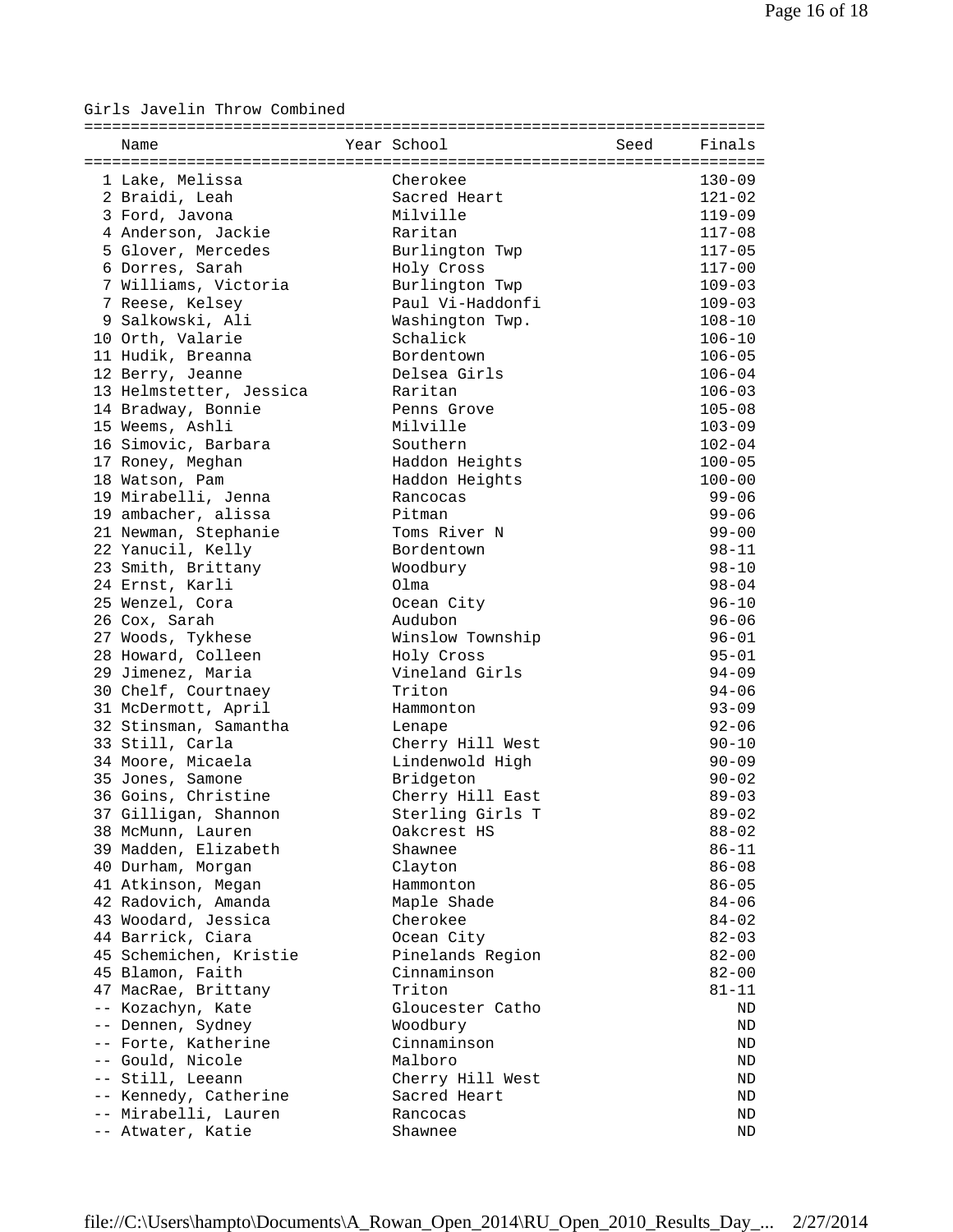## Girls Javelin Throw Combined

| Place | Name | Year | School | Seed | Finals |
|---|---|---|---|---|---|
| 1 | Lake, Melissa | | Cherokee | | 130-09 |
| 2 | Braidi, Leah | | Sacred Heart | | 121-02 |
| 3 | Ford, Javona | | Milville | | 119-09 |
| 4 | Anderson, Jackie | | Raritan | | 117-08 |
| 5 | Glover, Mercedes | | Burlington Twp | | 117-05 |
| 6 | Dorres, Sarah | | Holy Cross | | 117-00 |
| 7 | Williams, Victoria | | Burlington Twp | | 109-03 |
| 7 | Reese, Kelsey | | Paul Vi-Haddonfi | | 109-03 |
| 9 | Salkowski, Ali | | Washington Twp. | | 108-10 |
| 10 | Orth, Valarie | | Schalick | | 106-10 |
| 11 | Hudik, Breanna | | Bordentown | | 106-05 |
| 12 | Berry, Jeanne | | Delsea Girls | | 106-04 |
| 13 | Helmstetter, Jessica | | Raritan | | 106-03 |
| 14 | Bradway, Bonnie | | Penns Grove | | 105-08 |
| 15 | Weems, Ashli | | Milville | | 103-09 |
| 16 | Simovic, Barbara | | Southern | | 102-04 |
| 17 | Roney, Meghan | | Haddon Heights | | 100-05 |
| 18 | Watson, Pam | | Haddon Heights | | 100-00 |
| 19 | Mirabelli, Jenna | | Rancocas | | 99-06 |
| 19 | ambacher, alissa | | Pitman | | 99-06 |
| 21 | Newman, Stephanie | | Toms River N | | 99-00 |
| 22 | Yanucil, Kelly | | Bordentown | | 98-11 |
| 23 | Smith, Brittany | | Woodbury | | 98-10 |
| 24 | Ernst, Karli | | Olma | | 98-04 |
| 25 | Wenzel, Cora | | Ocean City | | 96-10 |
| 26 | Cox, Sarah | | Audubon | | 96-06 |
| 27 | Woods, Tykhese | | Winslow Township | | 96-01 |
| 28 | Howard, Colleen | | Holy Cross | | 95-01 |
| 29 | Jimenez, Maria | | Vineland Girls | | 94-09 |
| 30 | Chelf, Courtnaey | | Triton | | 94-06 |
| 31 | McDermott, April | | Hammonton | | 93-09 |
| 32 | Stinsman, Samantha | | Lenape | | 92-06 |
| 33 | Still, Carla | | Cherry Hill West | | 90-10 |
| 34 | Moore, Micaela | | Lindenwold High | | 90-09 |
| 35 | Jones, Samone | | Bridgeton | | 90-02 |
| 36 | Goins, Christine | | Cherry Hill East | | 89-03 |
| 37 | Gilligan, Shannon | | Sterling Girls T | | 89-02 |
| 38 | McMunn, Lauren | | Oakcrest HS | | 88-02 |
| 39 | Madden, Elizabeth | | Shawnee | | 86-11 |
| 40 | Durham, Morgan | | Clayton | | 86-08 |
| 41 | Atkinson, Megan | | Hammonton | | 86-05 |
| 42 | Radovich, Amanda | | Maple Shade | | 84-06 |
| 43 | Woodard, Jessica | | Cherokee | | 84-02 |
| 44 | Barrick, Ciara | | Ocean City | | 82-03 |
| 45 | Schemichen, Kristie | | Pinelands Region | | 82-00 |
| 45 | Blamon, Faith | | Cinnaminson | | 82-00 |
| 47 | MacRae, Brittany | | Triton | | 81-11 |
| -- | Kozachyn, Kate | | Gloucester Catho | | ND |
| -- | Dennen, Sydney | | Woodbury | | ND |
| -- | Forte, Katherine | | Cinnaminson | | ND |
| -- | Gould, Nicole | | Malboro | | ND |
| -- | Still, Leeann | | Cherry Hill West | | ND |
| -- | Kennedy, Catherine | | Sacred Heart | | ND |
| -- | Mirabelli, Lauren | | Rancocas | | ND |
| -- | Atwater, Katie | | Shawnee | | ND |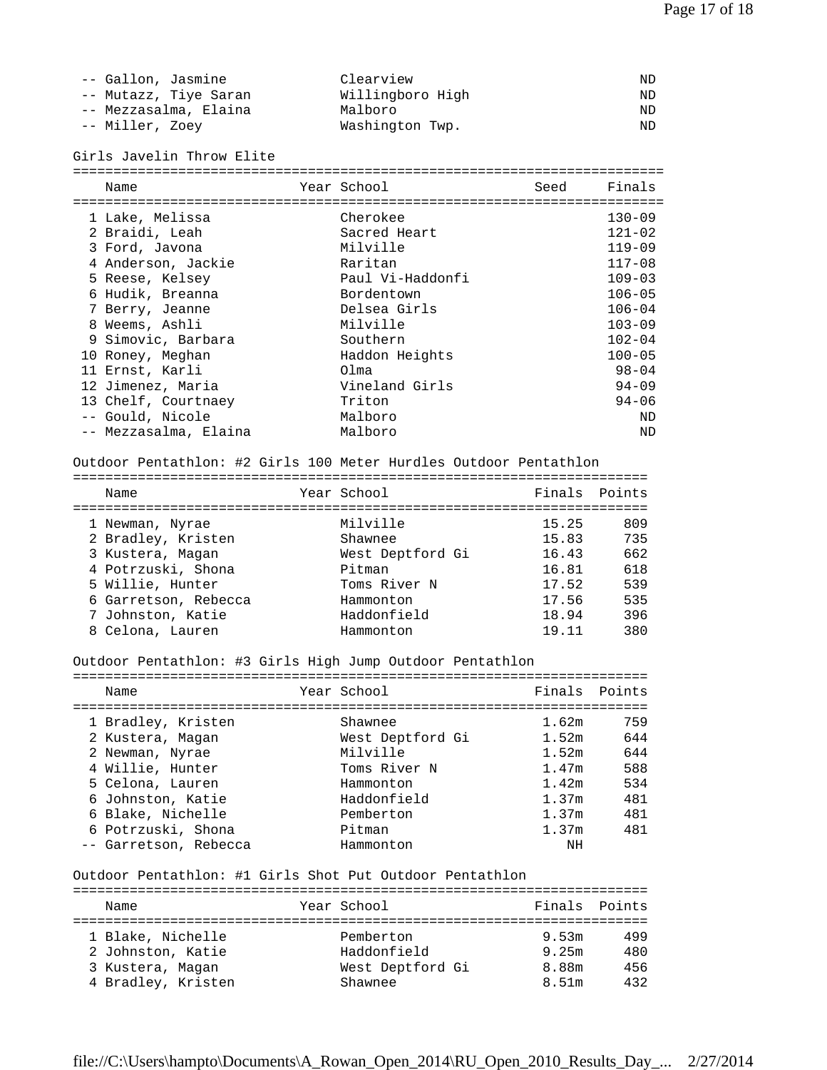| Name | Year | School | Finals |
|---|---|---|---|
| -- Gallon, Jasmine | | Clearview | ND |
| -- Mutazz, Tiye Saran | | Willingboro High | ND |
| -- Mezzasalma, Elaina | | Malboro | ND |
| -- Miller, Zoey | | Washington Twp. | ND |

## Girls Javelin Throw Elite

| Name | Year | School | Seed | Finals |
|---|---|---|---|---|
| 1 Lake, Melissa | | Cherokee | | 130-09 |
| 2 Braidi, Leah | | Sacred Heart | | 121-02 |
| 3 Ford, Javona | | Milville | | 119-09 |
| 4 Anderson, Jackie | | Raritan | | 117-08 |
| 5 Reese, Kelsey | | Paul Vi-Haddonfi | | 109-03 |
| 6 Hudik, Breanna | | Bordentown | | 106-05 |
| 7 Berry, Jeanne | | Delsea Girls | | 106-04 |
| 8 Weems, Ashli | | Milville | | 103-09 |
| 9 Simovic, Barbara | | Southern | | 102-04 |
| 10 Roney, Meghan | | Haddon Heights | | 100-05 |
| 11 Ernst, Karli | | Olma | | 98-04 |
| 12 Jimenez, Maria | | Vineland Girls | | 94-09 |
| 13 Chelf, Courtnaey | | Triton | | 94-06 |
| -- Gould, Nicole | | Malboro | | ND |
| -- Mezzasalma, Elaina | | Malboro | | ND |

## Outdoor Pentathlon: #2 Girls 100 Meter Hurdles Outdoor Pentathlon

| Name | Year | School | Finals | Points |
|---|---|---|---|---|
| 1 Newman, Nyrae | | Milville | 15.25 | 809 |
| 2 Bradley, Kristen | | Shawnee | 15.83 | 735 |
| 3 Kustera, Magan | | West Deptford Gi | 16.43 | 662 |
| 4 Potrzuski, Shona | | Pitman | 16.81 | 618 |
| 5 Willie, Hunter | | Toms River N | 17.52 | 539 |
| 6 Garretson, Rebecca | | Hammonton | 17.56 | 535 |
| 7 Johnston, Katie | | Haddonfield | 18.94 | 396 |
| 8 Celona, Lauren | | Hammonton | 19.11 | 380 |

## Outdoor Pentathlon: #3 Girls High Jump Outdoor Pentathlon

| Name | Year | School | Finals | Points |
|---|---|---|---|---|
| 1 Bradley, Kristen | | Shawnee | 1.62m | 759 |
| 2 Kustera, Magan | | West Deptford Gi | 1.52m | 644 |
| 2 Newman, Nyrae | | Milville | 1.52m | 644 |
| 4 Willie, Hunter | | Toms River N | 1.47m | 588 |
| 5 Celona, Lauren | | Hammonton | 1.42m | 534 |
| 6 Johnston, Katie | | Haddonfield | 1.37m | 481 |
| 6 Blake, Nichelle | | Pemberton | 1.37m | 481 |
| 6 Potrzuski, Shona | | Pitman | 1.37m | 481 |
| -- Garretson, Rebecca | | Hammonton | NH | |

## Outdoor Pentathlon: #1 Girls Shot Put Outdoor Pentathlon

| Name | Year | School | Finals | Points |
|---|---|---|---|---|
| 1 Blake, Nichelle | | Pemberton | 9.53m | 499 |
| 2 Johnston, Katie | | Haddonfield | 9.25m | 480 |
| 3 Kustera, Magan | | West Deptford Gi | 8.88m | 456 |
| 4 Bradley, Kristen | | Shawnee | 8.51m | 432 |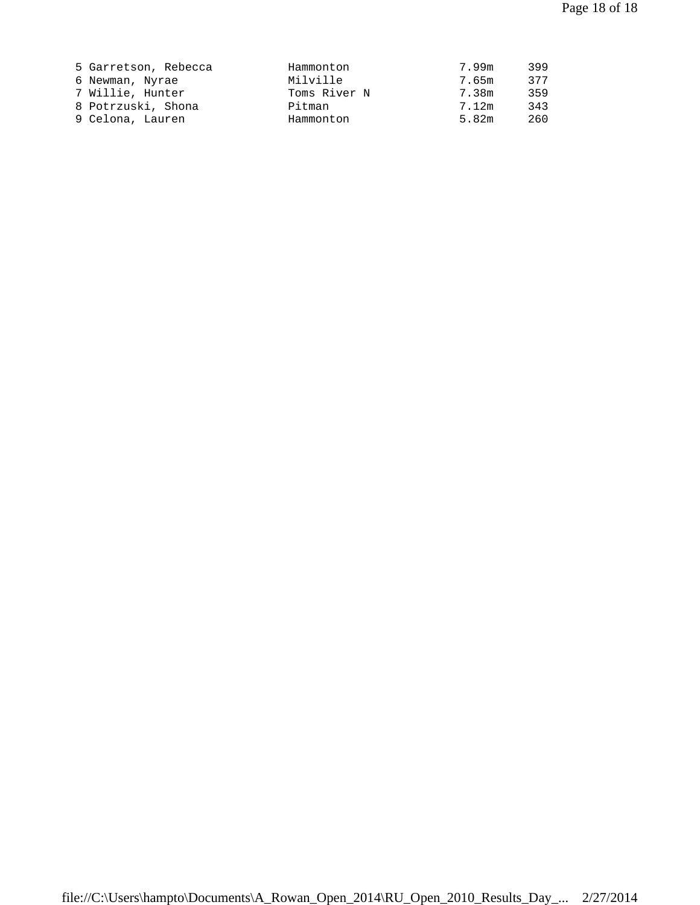| | | | | |
|---|---|---|---|---|
| 5 | Garretson, Rebecca | Hammonton | 7.99m | 399 |
| 6 | Newman, Nyrae | Milville | 7.65m | 377 |
| 7 | Willie, Hunter | Toms River N | 7.38m | 359 |
| 8 | Potrzuski, Shona | Pitman | 7.12m | 343 |
| 9 | Celona, Lauren | Hammonton | 5.82m | 260 |